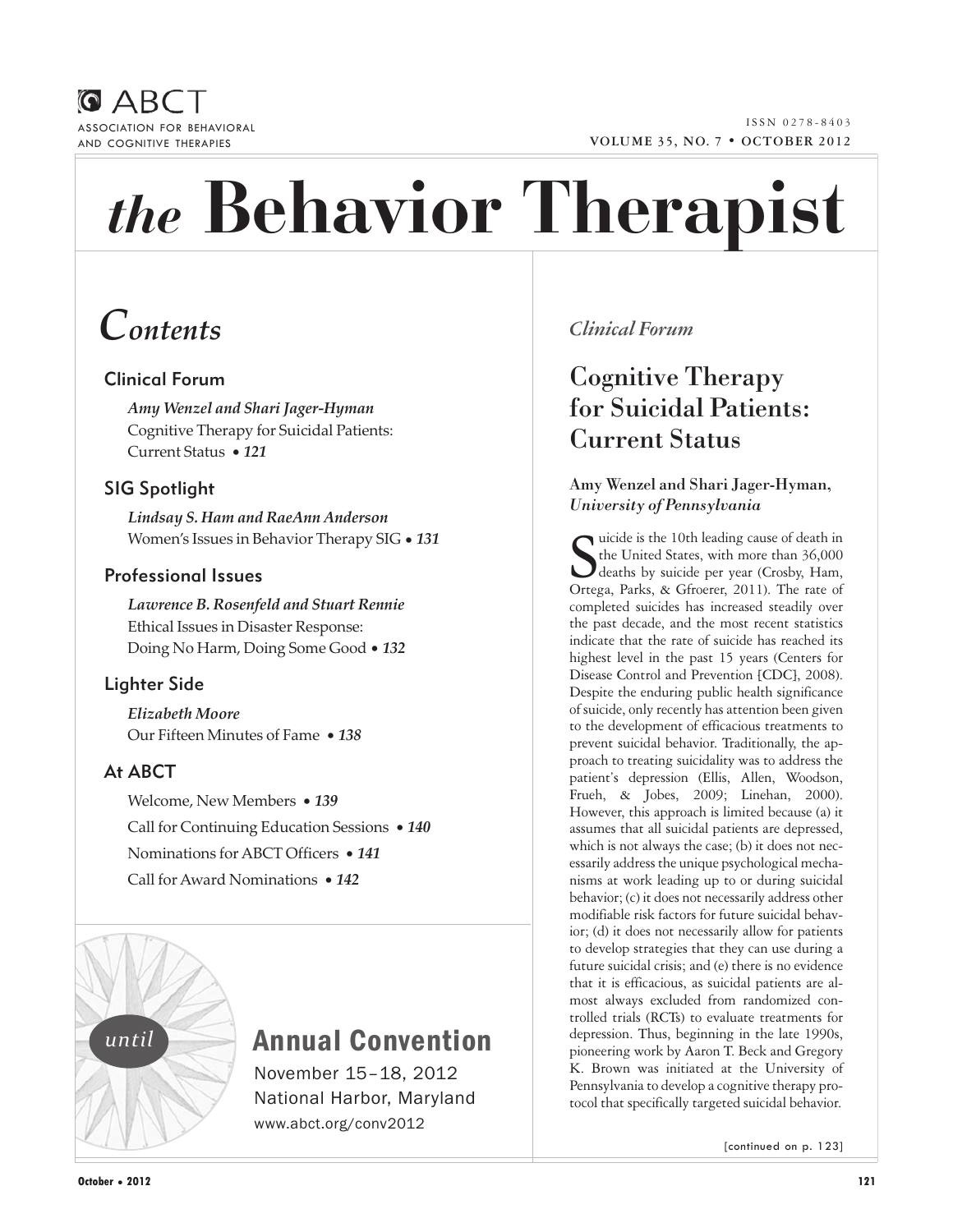ABCT
ASSOCIATION FOR BEHAVIORAL AND COGNITIVE THERAPIES

ISSN 0278-8403

VOLUME 35, NO. 7 • OCTOBER 2012

# *the* Behavior Therapist

## *Contents*

### Clinical Forum

***Amy Wenzel and Shari Jager-Hyman***
Cognitive Therapy for Suicidal Patients: Current Status • ***121***

### SIG Spotlight

***Lindsay S. Ham and RaeAnn Anderson***
Women's Issues in Behavior Therapy SIG • ***131***

### Professional Issues

***Lawrence B. Rosenfeld and Stuart Rennie***
Ethical Issues in Disaster Response: Doing No Harm, Doing Some Good • ***132***

### Lighter Side

***Elizabeth Moore***
Our Fifteen Minutes of Fame • ***138***

### At ABCT

Welcome, New Members • ***139***

Call for Continuing Education Sessions • ***140***

Nominations for ABCT Officers • ***141***

Call for Award Nominations • ***142***

*until*

**Annual Convention**
November 15–18, 2012
National Harbor, Maryland
www.abct.org/conv2012

*Clinical Forum*

## Cognitive Therapy for Suicidal Patients: Current Status

**Amy Wenzel and Shari Jager-Hyman,** ***University of Pennsylvania***

Suicide is the 10th leading cause of death in the United States, with more than 36,000 deaths by suicide per year (Crosby, Ham, Ortega, Parks, & Gfroerer, 2011). The rate of completed suicides has increased steadily over the past decade, and the most recent statistics indicate that the rate of suicide has reached its highest level in the past 15 years (Centers for Disease Control and Prevention [CDC], 2008). Despite the enduring public health significance of suicide, only recently has attention been given to the development of efficacious treatments to prevent suicidal behavior. Traditionally, the approach to treating suicidality was to address the patient's depression (Ellis, Allen, Woodson, Frueh, & Jobes, 2009; Linehan, 2000). However, this approach is limited because (a) it assumes that all suicidal patients are depressed, which is not always the case; (b) it does not necessarily address the unique psychological mechanisms at work leading up to or during suicidal behavior; (c) it does not necessarily address other modifiable risk factors for future suicidal behavior; (d) it does not necessarily allow for patients to develop strategies that they can use during a future suicidal crisis; and (e) there is no evidence that it is efficacious, as suicidal patients are almost always excluded from randomized controlled trials (RCTs) to evaluate treatments for depression. Thus, beginning in the late 1990s, pioneering work by Aaron T. Beck and Gregory K. Brown was initiated at the University of Pennsylvania to develop a cognitive therapy protocol that specifically targeted suicidal behavior.

[continued on p. 123]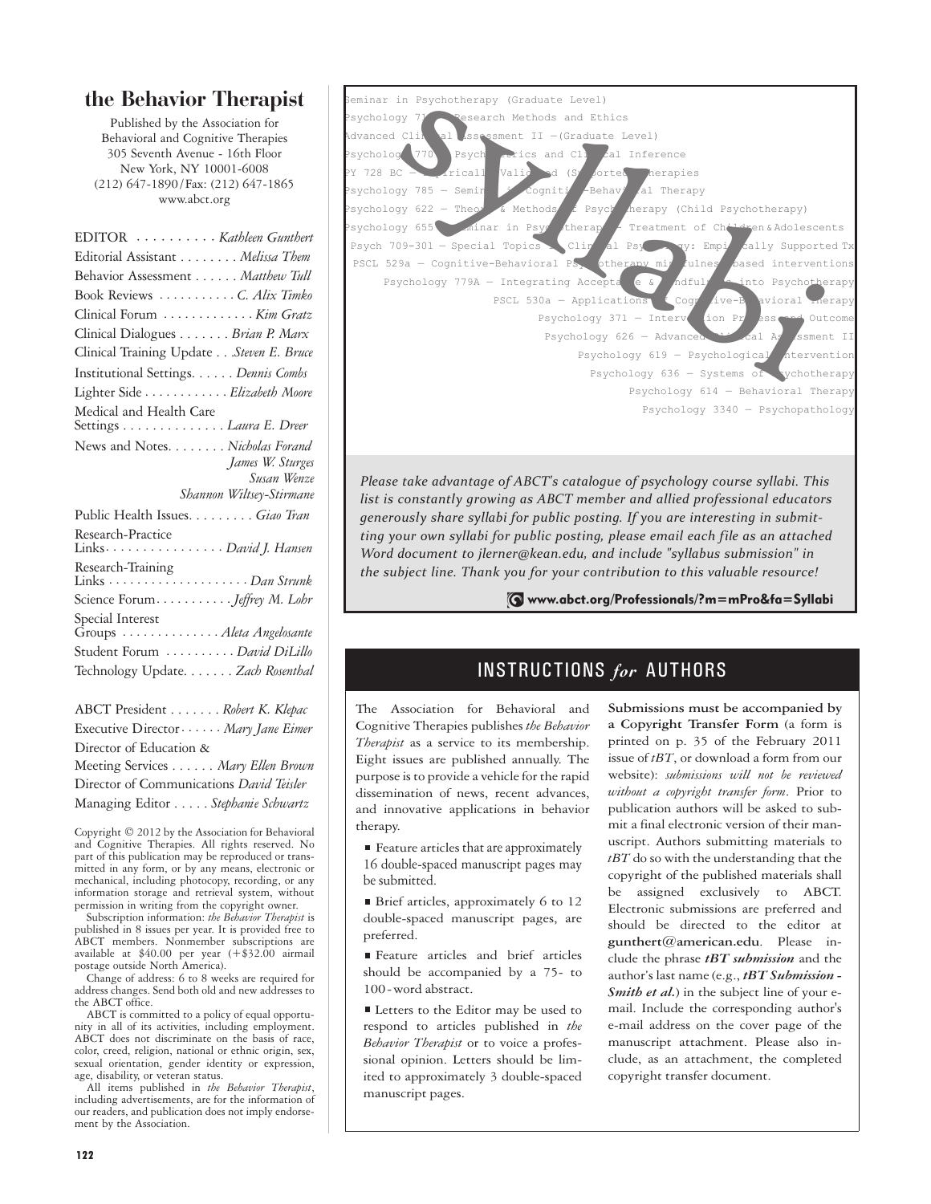# the Behavior Therapist

Published by the Association for Behavioral and Cognitive Therapies
305 Seventh Avenue - 16th Floor
New York, NY 10001-6008
(212) 647-1890/Fax: (212) 647-1865
www.abct.org

EDITOR . . . . . . . . . . *Kathleen Gunthert*
Editorial Assistant . . . . . . . . *Melissa Them*
Behavior Assessment . . . . . . *Matthew Tull*
Book Reviews . . . . . . . . . . . *C. Alix Timko*
Clinical Forum . . . . . . . . . . . . . *Kim Gratz*
Clinical Dialogues . . . . . . . *Brian P. Marx*
Clinical Training Update . . . *Steven E. Bruce*
Institutional Settings. . . . . . *Dennis Combs*
Lighter Side . . . . . . . . . . . . *Elizabeth Moore*
Medical and Health Care Settings . . . . . . . . . . . . . . *Laura E. Dreer*
News and Notes. . . . . . . . *Nicholas Forand*
*James W. Sturges*
*Susan Wenze*
*Shannon Wiltsey-Stirmane*
Public Health Issues. . . . . . . . . *Giao Tran*
Research-Practice Links. . . . . . . . . . . . . . . . *David J. Hansen*
Research-Training Links . . . . . . . . . . . . . . . . . . . . *Dan Strunk*
Science Forum. . . . . . . . . . . *Jeffrey M. Lohr*
Special Interest Groups . . . . . . . . . . . . . . *Aleta Angelosante*
Student Forum . . . . . . . . . . *David DiLillo*
Technology Update. . . . . . . *Zach Rosenthal*

ABCT President . . . . . . . *Robert K. Klepac*
Executive Director . . . . . . *Mary Jane Eimer*
Director of Education & Meeting Services . . . . . . *Mary Ellen Brown*
Director of Communications *David Teisler*
Managing Editor . . . . . *Stephanie Schwartz*

Copyright © 2012 by the Association for Behavioral and Cognitive Therapies. All rights reserved. No part of this publication may be reproduced or transmitted in any form, or by any means, electronic or mechanical, including photocopy, recording, or any information storage and retrieval system, without permission in writing from the copyright owner.

Subscription information: *the Behavior Therapist* is published in 8 issues per year. It is provided free to ABCT members. Nonmember subscriptions are available at $40.00 per year (+$32.00 airmail postage outside North America).

Change of address: 6 to 8 weeks are required for address changes. Send both old and new addresses to the ABCT office.

ABCT is committed to a policy of equal opportunity in all of its activities, including employment. ABCT does not discriminate on the basis of race, color, creed, religion, national or ethnic origin, sex, sexual orientation, gender identity or expression, age, disability, or veteran status.

All items published in *the Behavior Therapist*, including advertisements, are for the information of our readers, and publication does not imply endorsement by the Association.

## syllabi

Seminar in Psychotherapy (Graduate Level)
Psychology 71_ — Research Methods and Ethics
Advanced Clinical Assessment II — (Graduate Level)
Psychology 770 — Psychometrics and Clinical Inference
PY 728 BC — Empirically Validated (Supported) Therapies
Psychology 785 — Seminar in Cognitive-Behavioral Therapy
Psychology 622 — Theory & Methods of Psychotherapy (Child Psychotherapy)
Psychology 655 — Seminar in Psychotherapy — Treatment of Children & Adolescents
Psych 709-301 — Special Topics in Clinical Psychology: Empirically Supported Tx
PSCL 529a — Cognitive-Behavioral Psychotherapy mindfulness based interventions
Psychology 779A — Integrating Acceptance & Mindfulness into Psychotherapy
PSCL 530a — Applications of Cognitive-Behavioral Therapy
Psychology 371 — Intervention Process and Outcome
Psychology 626 — Advanced Clinical Assessment II
Psychology 619 — Psychological Intervention
Psychology 636 — Systems of Psychotherapy
Psychology 614 — Behavioral Therapy
Psychology 3340 — Psychopathology

*Please take advantage of ABCT's catalogue of psychology course syllabi. This list is constantly growing as ABCT member and allied professional educators generously share syllabi for public posting. If you are interesting in submitting your own syllabi for public posting, please email each file as an attached Word document to jlerner@kean.edu, and include "syllabus submission" in the subject line. Thank you for your contribution to this valuable resource!*

**www.abct.org/Professionals/?m=mPro&fa=Syllabi**

## INSTRUCTIONS *for* AUTHORS

The Association for Behavioral and Cognitive Therapies publishes *the Behavior Therapist* as a service to its membership. Eight issues are published annually. The purpose is to provide a vehicle for the rapid dissemination of news, recent advances, and innovative applications in behavior therapy.

- Feature articles that are approximately 16 double-spaced manuscript pages may be submitted.
- Brief articles, approximately 6 to 12 double-spaced manuscript pages, are preferred.
- Feature articles and brief articles should be accompanied by a 75- to 100-word abstract.
- Letters to the Editor may be used to respond to articles published in *the Behavior Therapist* or to voice a professional opinion. Letters should be limited to approximately 3 double-spaced manuscript pages.

**Submissions must be accompanied by a Copyright Transfer Form** (a form is printed on p. 35 of the February 2011 issue of *tBT*, or download a form from our website): *submissions will not be reviewed without a copyright transfer form*. Prior to publication authors will be asked to submit a final electronic version of their manuscript. Authors submitting materials to *tBT* do so with the understanding that the copyright of the published materials shall be assigned exclusively to ABCT. Electronic submissions are preferred and should be directed to the editor at **gunthert@american.edu**. Please include the phrase ***tBT submission*** and the author's last name (e.g., ***tBT Submission - Smith et al.***) in the subject line of your e-mail. Include the corresponding author's e-mail address on the cover page of the manuscript attachment. Please also include, as an attachment, the completed copyright transfer document.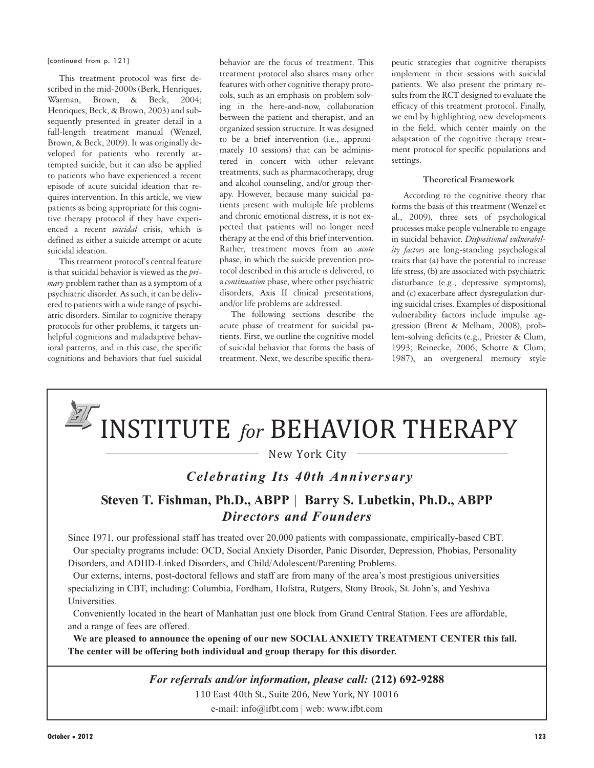[continued from p. 121]

This treatment protocol was first described in the mid-2000s (Berk, Henriques, Warman, Brown, & Beck, 2004; Henriques, Beck, & Brown, 2003) and subsequently presented in greater detail in a full-length treatment manual (Wenzel, Brown, & Beck, 2009). It was originally developed for patients who recently attempted suicide, but it can also be applied to patients who have experienced a recent episode of acute suicidal ideation that requires intervention. In this article, we view patients as being appropriate for this cognitive therapy protocol if they have experienced a recent *suicidal* crisis, which is defined as either a suicide attempt or acute suicidal ideation.

This treatment protocol's central feature is that suicidal behavior is viewed as the *primary* problem rather than as a symptom of a psychiatric disorder. As such, it can be delivered to patients with a wide range of psychiatric disorders. Similar to cognitive therapy protocols for other problems, it targets unhelpful cognitions and maladaptive behavioral patterns, and in this case, the specific cognitions and behaviors that fuel suicidal behavior are the focus of treatment. This treatment protocol also shares many other features with other cognitive therapy protocols, such as an emphasis on problem solving in the here-and-now, collaboration between the patient and therapist, and an organized session structure. It was designed to be a brief intervention (i.e., approximately 10 sessions) that can be administered in concert with other relevant treatments, such as pharmacotherapy, drug and alcohol counseling, and/or group therapy. However, because many suicidal patients present with multiple life problems and chronic emotional distress, it is not expected that patients will no longer need therapy at the end of this brief intervention. Rather, treatment moves from an *acute* phase, in which the suicide prevention protocol described in this article is delivered, to a *continuation* phase, where other psychiatric disorders, Axis II clinical presentations, and/or life problems are addressed.

The following sections describe the acute phase of treatment for suicidal patients. First, we outline the cognitive model of suicidal behavior that forms the basis of treatment. Next, we describe specific therapeutic strategies that cognitive therapists implement in their sessions with suicidal patients. We also present the primary results from the RCT designed to evaluate the efficacy of this treatment protocol. Finally, we end by highlighting new developments in the field, which center mainly on the adaptation of the cognitive therapy treatment protocol for specific populations and settings.

### Theoretical Framework

According to the cognitive theory that forms the basis of this treatment (Wenzel et al., 2009), three sets of psychological processes make people vulnerable to engage in suicidal behavior. *Dispositional vulnerability factors* are long-standing psychological traits that (a) have the potential to increase life stress, (b) are associated with psychiatric disturbance (e.g., depressive symptoms), and (c) exacerbate affect dysregulation during suicidal crises. Examples of dispositional vulnerability factors include impulse aggression (Brent & Melham, 2008), problem-solving deficits (e.g., Priester & Clum, 1993; Reinecke, 2006; Schotte & Clum, 1987), an overgeneral memory style

---

# INSTITUTE *for* BEHAVIOR THERAPY

New York City

***Celebrating Its 40th Anniversary***

**Steven T. Fishman, Ph.D., ABPP | Barry S. Lubetkin, Ph.D., ABPP**
***Directors and Founders***

Since 1971, our professional staff has treated over 20,000 patients with compassionate, empirically-based CBT.

Our specialty programs include: OCD, Social Anxiety Disorder, Panic Disorder, Depression, Phobias, Personality Disorders, and ADHD-Linked Disorders, and Child/Adolescent/Parenting Problems.

Our externs, interns, post-doctoral fellows and staff are from many of the area's most prestigious universities specializing in CBT, including: Columbia, Fordham, Hofstra, Rutgers, Stony Brook, St. John's, and Yeshiva Universities.

Conveniently located in the heart of Manhattan just one block from Grand Central Station. Fees are affordable, and a range of fees are offered.

**We are pleased to announce the opening of our new SOCIAL ANXIETY TREATMENT CENTER this fall. The center will be offering both individual and group therapy for this disorder.**

***For referrals and/or information, please call:*** **(212) 692-9288**
110 East 40th St., Suite 206, New York, NY 10016
e-mail: info@ifbt.com | web: www.ifbt.com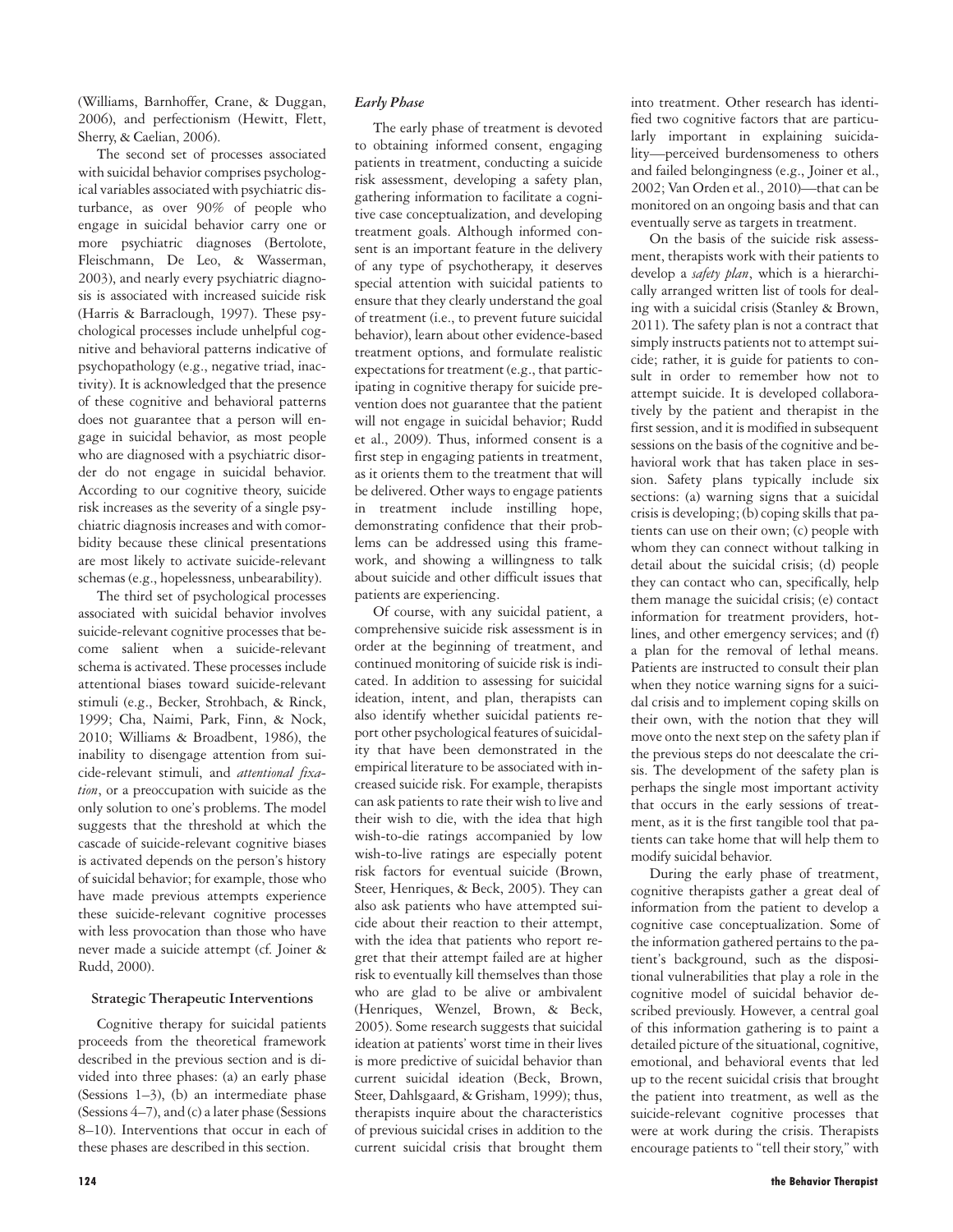(Williams, Barnhoffer, Crane, & Duggan, 2006), and perfectionism (Hewitt, Flett, Sherry, & Caelian, 2006).

The second set of processes associated with suicidal behavior comprises psychological variables associated with psychiatric disturbance, as over 90% of people who engage in suicidal behavior carry one or more psychiatric diagnoses (Bertolote, Fleischmann, De Leo, & Wasserman, 2003), and nearly every psychiatric diagnosis is associated with increased suicide risk (Harris & Barraclough, 1997). These psychological processes include unhelpful cognitive and behavioral patterns indicative of psychopathology (e.g., negative triad, inactivity). It is acknowledged that the presence of these cognitive and behavioral patterns does not guarantee that a person will engage in suicidal behavior, as most people who are diagnosed with a psychiatric disorder do not engage in suicidal behavior. According to our cognitive theory, suicide risk increases as the severity of a single psychiatric diagnosis increases and with comorbidity because these clinical presentations are most likely to activate suicide-relevant schemas (e.g., hopelessness, unbearability).

The third set of psychological processes associated with suicidal behavior involves suicide-relevant cognitive processes that become salient when a suicide-relevant schema is activated. These processes include attentional biases toward suicide-relevant stimuli (e.g., Becker, Strohbach, & Rinck, 1999; Cha, Naimi, Park, Finn, & Nock, 2010; Williams & Broadbent, 1986), the inability to disengage attention from suicide-relevant stimuli, and *attentional fixation*, or a preoccupation with suicide as the only solution to one's problems. The model suggests that the threshold at which the cascade of suicide-relevant cognitive biases is activated depends on the person's history of suicidal behavior; for example, those who have made previous attempts experience these suicide-relevant cognitive processes with less provocation than those who have never made a suicide attempt (cf. Joiner & Rudd, 2000).

## Strategic Therapeutic Interventions

Cognitive therapy for suicidal patients proceeds from the theoretical framework described in the previous section and is divided into three phases: (a) an early phase (Sessions 1–3), (b) an intermediate phase (Sessions 4–7), and (c) a later phase (Sessions 8–10). Interventions that occur in each of these phases are described in this section.

### *Early Phase*

The early phase of treatment is devoted to obtaining informed consent, engaging patients in treatment, conducting a suicide risk assessment, developing a safety plan, gathering information to facilitate a cognitive case conceptualization, and developing treatment goals. Although informed consent is an important feature in the delivery of any type of psychotherapy, it deserves special attention with suicidal patients to ensure that they clearly understand the goal of treatment (i.e., to prevent future suicidal behavior), learn about other evidence-based treatment options, and formulate realistic expectations for treatment (e.g., that participating in cognitive therapy for suicide prevention does not guarantee that the patient will not engage in suicidal behavior; Rudd et al., 2009). Thus, informed consent is a first step in engaging patients in treatment, as it orients them to the treatment that will be delivered. Other ways to engage patients in treatment include instilling hope, demonstrating confidence that their problems can be addressed using this framework, and showing a willingness to talk about suicide and other difficult issues that patients are experiencing.

Of course, with any suicidal patient, a comprehensive suicide risk assessment is in order at the beginning of treatment, and continued monitoring of suicide risk is indicated. In addition to assessing for suicidal ideation, intent, and plan, therapists can also identify whether suicidal patients report other psychological features of suicidality that have been demonstrated in the empirical literature to be associated with increased suicide risk. For example, therapists can ask patients to rate their wish to live and their wish to die, with the idea that high wish-to-die ratings accompanied by low wish-to-live ratings are especially potent risk factors for eventual suicide (Brown, Steer, Henriques, & Beck, 2005). They can also ask patients who have attempted suicide about their reaction to their attempt, with the idea that patients who report regret that their attempt failed are at higher risk to eventually kill themselves than those who are glad to be alive or ambivalent (Henriques, Wenzel, Brown, & Beck, 2005). Some research suggests that suicidal ideation at patients' worst time in their lives is more predictive of suicidal behavior than current suicidal ideation (Beck, Brown, Steer, Dahlsgaard, & Grisham, 1999); thus, therapists inquire about the characteristics of previous suicidal crises in addition to the current suicidal crisis that brought them into treatment. Other research has identified two cognitive factors that are particularly important in explaining suicidality—perceived burdensomeness to others and failed belongingness (e.g., Joiner et al., 2002; Van Orden et al., 2010)—that can be monitored on an ongoing basis and that can eventually serve as targets in treatment.

On the basis of the suicide risk assessment, therapists work with their patients to develop a *safety plan*, which is a hierarchically arranged written list of tools for dealing with a suicidal crisis (Stanley & Brown, 2011). The safety plan is not a contract that simply instructs patients not to attempt suicide; rather, it is guide for patients to consult in order to remember how not to attempt suicide. It is developed collaboratively by the patient and therapist in the first session, and it is modified in subsequent sessions on the basis of the cognitive and behavioral work that has taken place in session. Safety plans typically include six sections: (a) warning signs that a suicidal crisis is developing; (b) coping skills that patients can use on their own; (c) people with whom they can connect without talking in detail about the suicidal crisis; (d) people they can contact who can, specifically, help them manage the suicidal crisis; (e) contact information for treatment providers, hotlines, and other emergency services; and (f) a plan for the removal of lethal means. Patients are instructed to consult their plan when they notice warning signs for a suicidal crisis and to implement coping skills on their own, with the notion that they will move onto the next step on the safety plan if the previous steps do not deescalate the crisis. The development of the safety plan is perhaps the single most important activity that occurs in the early sessions of treatment, as it is the first tangible tool that patients can take home that will help them to modify suicidal behavior.

During the early phase of treatment, cognitive therapists gather a great deal of information from the patient to develop a cognitive case conceptualization. Some of the information gathered pertains to the patient's background, such as the dispositional vulnerabilities that play a role in the cognitive model of suicidal behavior described previously. However, a central goal of this information gathering is to paint a detailed picture of the situational, cognitive, emotional, and behavioral events that led up to the recent suicidal crisis that brought the patient into treatment, as well as the suicide-relevant cognitive processes that were at work during the crisis. Therapists encourage patients to "tell their story," with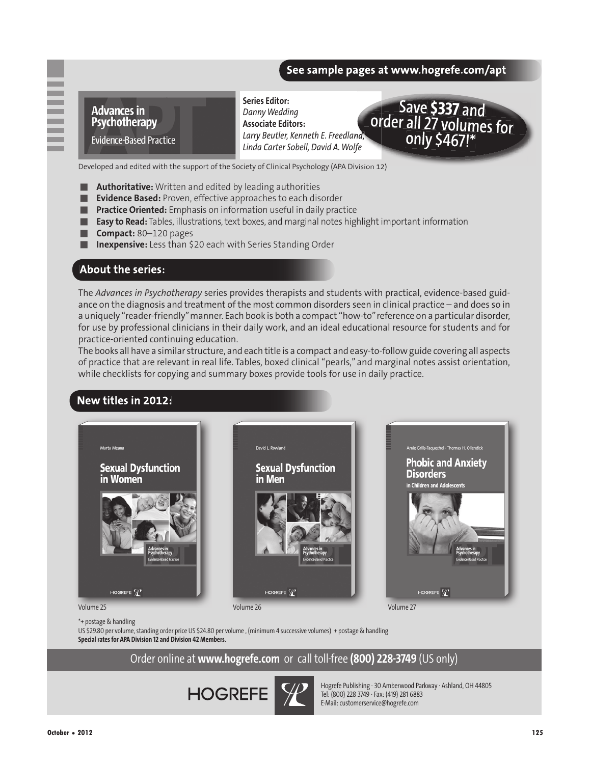**See sample pages at www.hogrefe.com/apt**

## Advances in Psychotherapy
Evidence-Based Practice

**Series Editor:**
*Danny Wedding*
**Associate Editors:**
*Larry Beutler, Kenneth E. Freedland, Linda Carter Sobell, David A. Wolfe*

Save **$337** and order all 27 volumes for only $467!*

Developed and edited with the support of the Society of Clinical Psychology (APA Division 12)

- **Authoritative:** Written and edited by leading authorities
- **Evidence Based:** Proven, effective approaches to each disorder
- **Practice Oriented:** Emphasis on information useful in daily practice
- **Easy to Read:** Tables, illustrations, text boxes, and marginal notes highlight important information
- **Compact:** 80–120 pages
- **Inexpensive:** Less than $20 each with Series Standing Order

### About the series:

The *Advances in Psychotherapy* series provides therapists and students with practical, evidence-based guidance on the diagnosis and treatment of the most common disorders seen in clinical practice – and does so in a uniquely "reader-friendly" manner. Each book is both a compact "how-to" reference on a particular disorder, for use by professional clinicians in their daily work, and an ideal educational resource for students and for practice-oriented continuing education.

The books all have a similar structure, and each title is a compact and easy-to-follow guide covering all aspects of practice that are relevant in real life. Tables, boxed clinical "pearls," and marginal notes assist orientation, while checklists for copying and summary boxes provide tools for use in daily practice.

### New titles in 2012:

Marta Meana — **Sexual Dysfunction in Women**
Volume 25

David L. Rowland — **Sexual Dysfunction in Men**
Volume 26

Amie Grills-Taquechel · Thomas H. Ollendick — **Phobic and Anxiety Disorders in Children and Adolescents**
Volume 27

*+ postage & handling
US $29.80 per volume, standing order price US $24.80 per volume , (minimum 4 successive volumes) + postage & handling
**Special rates for APA Division 12 and Division 42 Members.**

Order online at **www.hogrefe.com** or call toll-free **(800) 228-3749** (US only)

HOGREFE

Hogrefe Publishing · 30 Amberwood Parkway · Ashland, OH 44805
Tel: (800) 228 3749 · Fax: (419) 281 6883
E-Mail: customerservice@hogrefe.com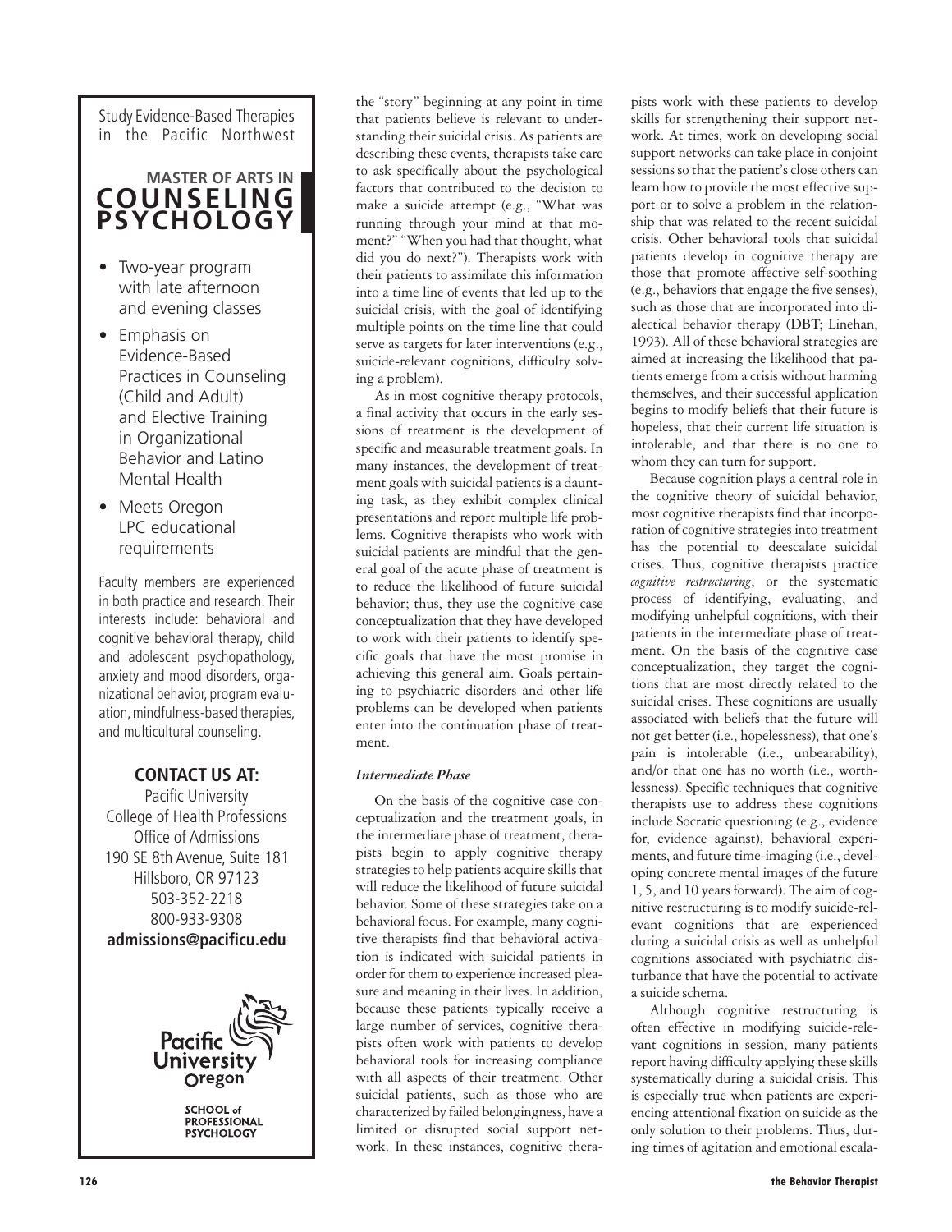Study Evidence-Based Therapies in the Pacific Northwest

## MASTER OF ARTS IN COUNSELING PSYCHOLOGY

- Two-year program with late afternoon and evening classes
- Emphasis on Evidence-Based Practices in Counseling (Child and Adult) and Elective Training in Organizational Behavior and Latino Mental Health
- Meets Oregon LPC educational requirements

Faculty members are experienced in both practice and research. Their interests include: behavioral and cognitive behavioral therapy, child and adolescent psychopathology, anxiety and mood disorders, organizational behavior, program evaluation, mindfulness-based therapies, and multicultural counseling.

**CONTACT US AT:**

Pacific University
College of Health Professions
Office of Admissions
190 SE 8th Avenue, Suite 181
Hillsboro, OR 97123
503-352-2218
800-933-9308
**admissions@pacificu.edu**

Pacific University Oregon
SCHOOL of PROFESSIONAL PSYCHOLOGY

the "story" beginning at any point in time that patients believe is relevant to understanding their suicidal crisis. As patients are describing these events, therapists take care to ask specifically about the psychological factors that contributed to the decision to make a suicide attempt (e.g., "What was running through your mind at that moment?" "When you had that thought, what did you do next?"). Therapists work with their patients to assimilate this information into a time line of events that led up to the suicidal crisis, with the goal of identifying multiple points on the time line that could serve as targets for later interventions (e.g., suicide-relevant cognitions, difficulty solving a problem).

As in most cognitive therapy protocols, a final activity that occurs in the early sessions of treatment is the development of specific and measurable treatment goals. In many instances, the development of treatment goals with suicidal patients is a daunting task, as they exhibit complex clinical presentations and report multiple life problems. Cognitive therapists who work with suicidal patients are mindful that the general goal of the acute phase of treatment is to reduce the likelihood of future suicidal behavior; thus, they use the cognitive case conceptualization that they have developed to work with their patients to identify specific goals that have the most promise in achieving this general aim. Goals pertaining to psychiatric disorders and other life problems can be developed when patients enter into the continuation phase of treatment.

### *Intermediate Phase*

On the basis of the cognitive case conceptualization and the treatment goals, in the intermediate phase of treatment, therapists begin to apply cognitive therapy strategies to help patients acquire skills that will reduce the likelihood of future suicidal behavior. Some of these strategies take on a behavioral focus. For example, many cognitive therapists find that behavioral activation is indicated with suicidal patients in order for them to experience increased pleasure and meaning in their lives. In addition, because these patients typically receive a large number of services, cognitive therapists often work with patients to develop behavioral tools for increasing compliance with all aspects of their treatment. Other suicidal patients, such as those who are characterized by failed belongingness, have a limited or disrupted social support network. In these instances, cognitive therapists work with these patients to develop skills for strengthening their support network. At times, work on developing social support networks can take place in conjoint sessions so that the patient's close others can learn how to provide the most effective support or to solve a problem in the relationship that was related to the recent suicidal crisis. Other behavioral tools that suicidal patients develop in cognitive therapy are those that promote affective self-soothing (e.g., behaviors that engage the five senses), such as those that are incorporated into dialectical behavior therapy (DBT; Linehan, 1993). All of these behavioral strategies are aimed at increasing the likelihood that patients emerge from a crisis without harming themselves, and their successful application begins to modify beliefs that their future is hopeless, that their current life situation is intolerable, and that there is no one to whom they can turn for support.

Because cognition plays a central role in the cognitive theory of suicidal behavior, most cognitive therapists find that incorporation of cognitive strategies into treatment has the potential to deescalate suicidal crises. Thus, cognitive therapists practice *cognitive restructuring*, or the systematic process of identifying, evaluating, and modifying unhelpful cognitions, with their patients in the intermediate phase of treatment. On the basis of the cognitive case conceptualization, they target the cognitions that are most directly related to the suicidal crises. These cognitions are usually associated with beliefs that the future will not get better (i.e., hopelessness), that one's pain is intolerable (i.e., unbearability), and/or that one has no worth (i.e., worthlessness). Specific techniques that cognitive therapists use to address these cognitions include Socratic questioning (e.g., evidence for, evidence against), behavioral experiments, and future time-imaging (i.e., developing concrete mental images of the future 1, 5, and 10 years forward). The aim of cognitive restructuring is to modify suicide-relevant cognitions that are experienced during a suicidal crisis as well as unhelpful cognitions associated with psychiatric disturbance that have the potential to activate a suicide schema.

Although cognitive restructuring is often effective in modifying suicide-relevant cognitions in session, many patients report having difficulty applying these skills systematically during a suicidal crisis. This is especially true when patients are experiencing attentional fixation on suicide as the only solution to their problems. Thus, during times of agitation and emotional escala-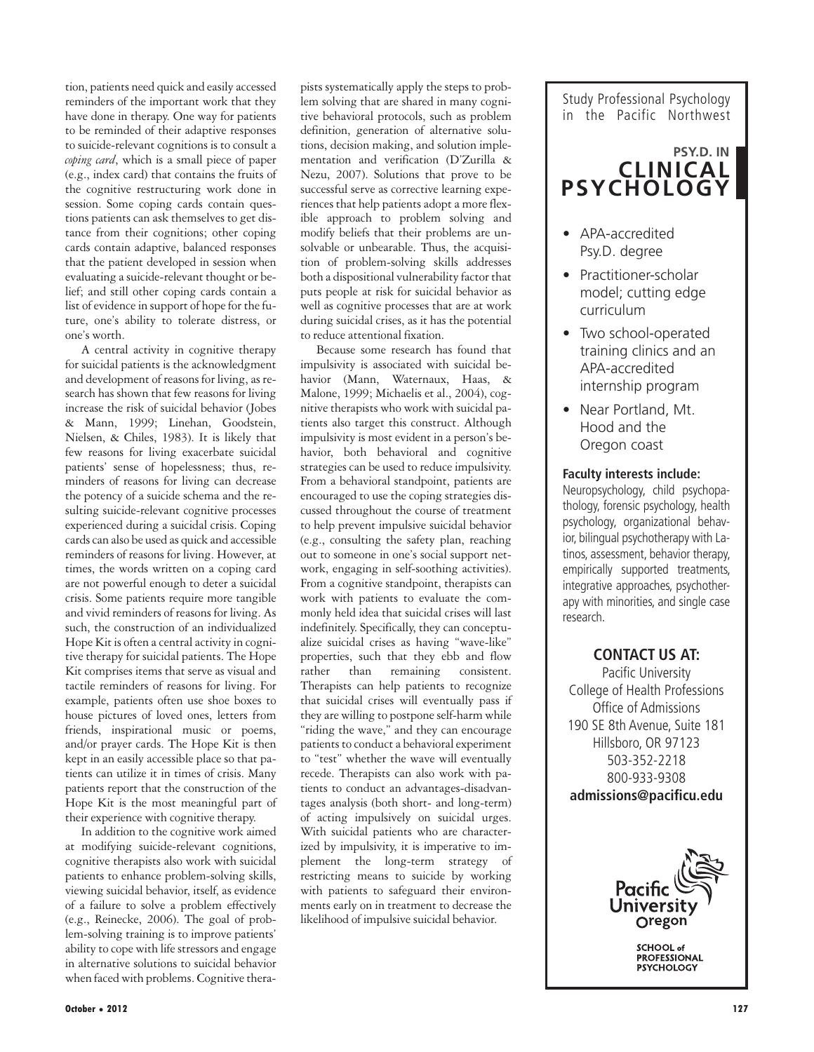tion, patients need quick and easily accessed reminders of the important work that they have done in therapy. One way for patients to be reminded of their adaptive responses to suicide-relevant cognitions is to consult a *coping card*, which is a small piece of paper (e.g., index card) that contains the fruits of the cognitive restructuring work done in session. Some coping cards contain questions patients can ask themselves to get distance from their cognitions; other coping cards contain adaptive, balanced responses that the patient developed in session when evaluating a suicide-relevant thought or belief; and still other coping cards contain a list of evidence in support of hope for the future, one's ability to tolerate distress, or one's worth.

A central activity in cognitive therapy for suicidal patients is the acknowledgment and development of reasons for living, as research has shown that few reasons for living increase the risk of suicidal behavior (Jobes & Mann, 1999; Linehan, Goodstein, Nielsen, & Chiles, 1983). It is likely that few reasons for living exacerbate suicidal patients' sense of hopelessness; thus, reminders of reasons for living can decrease the potency of a suicide schema and the resulting suicide-relevant cognitive processes experienced during a suicidal crisis. Coping cards can also be used as quick and accessible reminders of reasons for living. However, at times, the words written on a coping card are not powerful enough to deter a suicidal crisis. Some patients require more tangible and vivid reminders of reasons for living. As such, the construction of an individualized Hope Kit is often a central activity in cognitive therapy for suicidal patients. The Hope Kit comprises items that serve as visual and tactile reminders of reasons for living. For example, patients often use shoe boxes to house pictures of loved ones, letters from friends, inspirational music or poems, and/or prayer cards. The Hope Kit is then kept in an easily accessible place so that patients can utilize it in times of crisis. Many patients report that the construction of the Hope Kit is the most meaningful part of their experience with cognitive therapy.

In addition to the cognitive work aimed at modifying suicide-relevant cognitions, cognitive therapists also work with suicidal patients to enhance problem-solving skills, viewing suicidal behavior, itself, as evidence of a failure to solve a problem effectively (e.g., Reinecke, 2006). The goal of problem-solving training is to improve patients' ability to cope with life stressors and engage in alternative solutions to suicidal behavior when faced with problems. Cognitive therapists systematically apply the steps to problem solving that are shared in many cognitive behavioral protocols, such as problem definition, generation of alternative solutions, decision making, and solution implementation and verification (D'Zurilla & Nezu, 2007). Solutions that prove to be successful serve as corrective learning experiences that help patients adopt a more flexible approach to problem solving and modify beliefs that their problems are unsolvable or unbearable. Thus, the acquisition of problem-solving skills addresses both a dispositional vulnerability factor that puts people at risk for suicidal behavior as well as cognitive processes that are at work during suicidal crises, as it has the potential to reduce attentional fixation.

Because some research has found that impulsivity is associated with suicidal behavior (Mann, Waternaux, Haas, & Malone, 1999; Michaelis et al., 2004), cognitive therapists who work with suicidal patients also target this construct. Although impulsivity is most evident in a person's behavior, both behavioral and cognitive strategies can be used to reduce impulsivity. From a behavioral standpoint, patients are encouraged to use the coping strategies discussed throughout the course of treatment to help prevent impulsive suicidal behavior (e.g., consulting the safety plan, reaching out to someone in one's social support network, engaging in self-soothing activities). From a cognitive standpoint, therapists can work with patients to evaluate the commonly held idea that suicidal crises will last indefinitely. Specifically, they can conceptualize suicidal crises as having "wave-like" properties, such that they ebb and flow rather than remaining consistent. Therapists can help patients to recognize that suicidal crises will eventually pass if they are willing to postpone self-harm while "riding the wave," and they can encourage patients to conduct a behavioral experiment to "test" whether the wave will eventually recede. Therapists can also work with patients to conduct an advantages-disadvantages analysis (both short- and long-term) of acting impulsively on suicidal urges. With suicidal patients who are characterized by impulsivity, it is imperative to implement the long-term strategy of restricting means to suicide by working with patients to safeguard their environments early on in treatment to decrease the likelihood of impulsive suicidal behavior.

---

Study Professional Psychology in the Pacific Northwest

**PSY.D. IN CLINICAL PSYCHOLOGY**

- APA-accredited Psy.D. degree
- Practitioner-scholar model; cutting edge curriculum
- Two school-operated training clinics and an APA-accredited internship program
- Near Portland, Mt. Hood and the Oregon coast

**Faculty interests include:**
Neuropsychology, child psychopathology, forensic psychology, health psychology, organizational behavior, bilingual psychotherapy with Latinos, assessment, behavior therapy, empirically supported treatments, integrative approaches, psychotherapy with minorities, and single case research.

**CONTACT US AT:**

Pacific University
College of Health Professions
Office of Admissions
190 SE 8th Avenue, Suite 181
Hillsboro, OR 97123
503-352-2218
800-933-9308
**admissions@pacificu.edu**

Pacific University Oregon
SCHOOL of PROFESSIONAL PSYCHOLOGY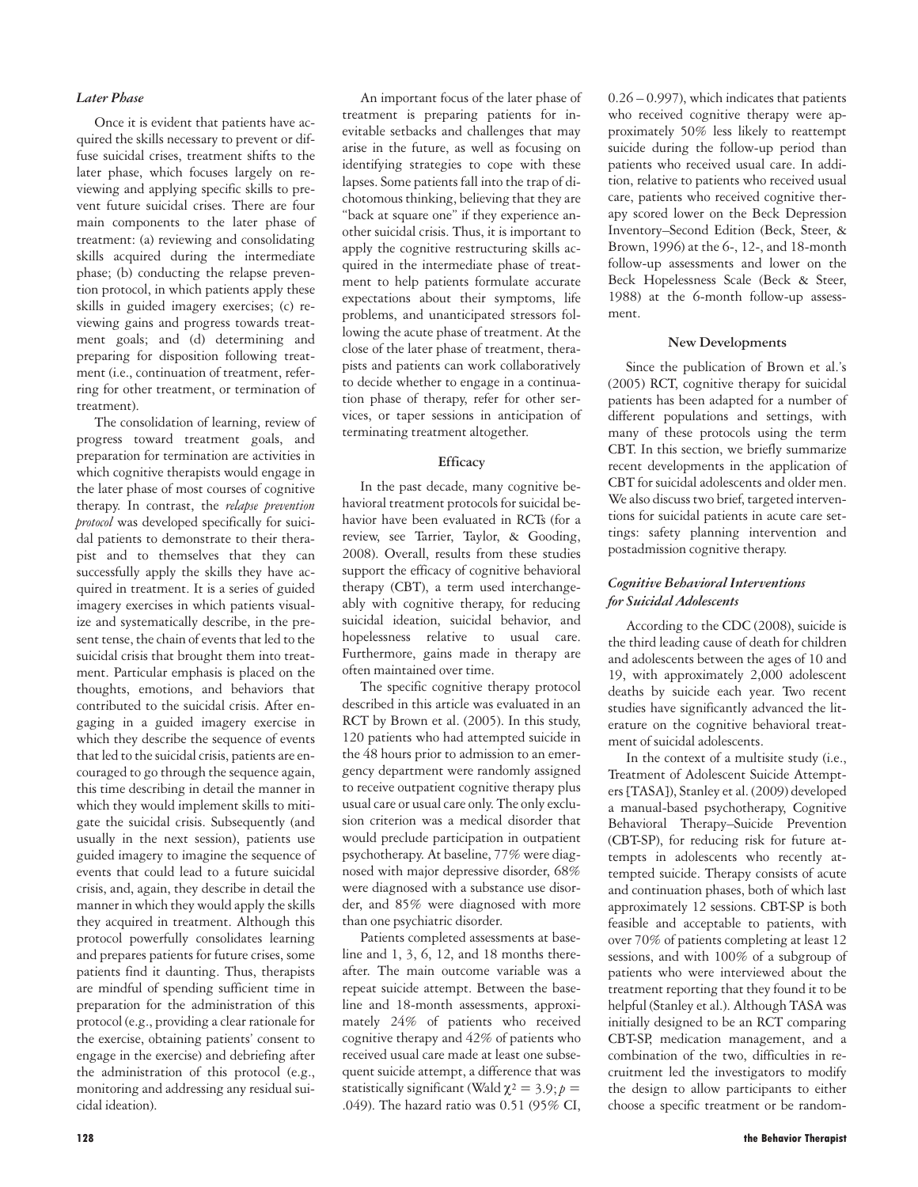### *Later Phase*

Once it is evident that patients have acquired the skills necessary to prevent or diffuse suicidal crises, treatment shifts to the later phase, which focuses largely on reviewing and applying specific skills to prevent future suicidal crises. There are four main components to the later phase of treatment: (a) reviewing and consolidating skills acquired during the intermediate phase; (b) conducting the relapse prevention protocol, in which patients apply these skills in guided imagery exercises; (c) reviewing gains and progress towards treatment goals; and (d) determining and preparing for disposition following treatment (i.e., continuation of treatment, referring for other treatment, or termination of treatment).

The consolidation of learning, review of progress toward treatment goals, and preparation for termination are activities in which cognitive therapists would engage in the later phase of most courses of cognitive therapy. In contrast, the *relapse prevention protocol* was developed specifically for suicidal patients to demonstrate to their therapist and to themselves that they can successfully apply the skills they have acquired in treatment. It is a series of guided imagery exercises in which patients visualize and systematically describe, in the present tense, the chain of events that led to the suicidal crisis that brought them into treatment. Particular emphasis is placed on the thoughts, emotions, and behaviors that contributed to the suicidal crisis. After engaging in a guided imagery exercise in which they describe the sequence of events that led to the suicidal crisis, patients are encouraged to go through the sequence again, this time describing in detail the manner in which they would implement skills to mitigate the suicidal crisis. Subsequently (and usually in the next session), patients use guided imagery to imagine the sequence of events that could lead to a future suicidal crisis, and, again, they describe in detail the manner in which they would apply the skills they acquired in treatment. Although this protocol powerfully consolidates learning and prepares patients for future crises, some patients find it daunting. Thus, therapists are mindful of spending sufficient time in preparation for the administration of this protocol (e.g., providing a clear rationale for the exercise, obtaining patients' consent to engage in the exercise) and debriefing after the administration of this protocol (e.g., monitoring and addressing any residual suicidal ideation).

An important focus of the later phase of treatment is preparing patients for inevitable setbacks and challenges that may arise in the future, as well as focusing on identifying strategies to cope with these lapses. Some patients fall into the trap of dichotomous thinking, believing that they are "back at square one" if they experience another suicidal crisis. Thus, it is important to apply the cognitive restructuring skills acquired in the intermediate phase of treatment to help patients formulate accurate expectations about their symptoms, life problems, and unanticipated stressors following the acute phase of treatment. At the close of the later phase of treatment, therapists and patients can work collaboratively to decide whether to engage in a continuation phase of therapy, refer for other services, or taper sessions in anticipation of terminating treatment altogether.

## Efficacy

In the past decade, many cognitive behavioral treatment protocols for suicidal behavior have been evaluated in RCTs (for a review, see Tarrier, Taylor, & Gooding, 2008). Overall, results from these studies support the efficacy of cognitive behavioral therapy (CBT), a term used interchangeably with cognitive therapy, for reducing suicidal ideation, suicidal behavior, and hopelessness relative to usual care. Furthermore, gains made in therapy are often maintained over time.

The specific cognitive therapy protocol described in this article was evaluated in an RCT by Brown et al. (2005). In this study, 120 patients who had attempted suicide in the 48 hours prior to admission to an emergency department were randomly assigned to receive outpatient cognitive therapy plus usual care or usual care only. The only exclusion criterion was a medical disorder that would preclude participation in outpatient psychotherapy. At baseline, 77% were diagnosed with major depressive disorder, 68% were diagnosed with a substance use disorder, and 85% were diagnosed with more than one psychiatric disorder.

Patients completed assessments at baseline and 1, 3, 6, 12, and 18 months thereafter. The main outcome variable was a repeat suicide attempt. Between the baseline and 18-month assessments, approximately 24% of patients who received cognitive therapy and 42% of patients who received usual care made at least one subsequent suicide attempt, a difference that was statistically significant (Wald $\chi^2 = 3.9$; $p = .049$). The hazard ratio was 0.51 (95% CI, 0.26 – 0.997), which indicates that patients who received cognitive therapy were approximately 50% less likely to reattempt suicide during the follow-up period than patients who received usual care. In addition, relative to patients who received usual care, patients who received cognitive therapy scored lower on the Beck Depression Inventory–Second Edition (Beck, Steer, & Brown, 1996) at the 6-, 12-, and 18-month follow-up assessments and lower on the Beck Hopelessness Scale (Beck & Steer, 1988) at the 6-month follow-up assessment.

## New Developments

Since the publication of Brown et al.'s (2005) RCT, cognitive therapy for suicidal patients has been adapted for a number of different populations and settings, with many of these protocols using the term CBT. In this section, we briefly summarize recent developments in the application of CBT for suicidal adolescents and older men. We also discuss two brief, targeted interventions for suicidal patients in acute care settings: safety planning intervention and postadmission cognitive therapy.

### *Cognitive Behavioral Interventions for Suicidal Adolescents*

According to the CDC (2008), suicide is the third leading cause of death for children and adolescents between the ages of 10 and 19, with approximately 2,000 adolescent deaths by suicide each year. Two recent studies have significantly advanced the literature on the cognitive behavioral treatment of suicidal adolescents.

In the context of a multisite study (i.e., Treatment of Adolescent Suicide Attempters [TASA]), Stanley et al. (2009) developed a manual-based psychotherapy, Cognitive Behavioral Therapy–Suicide Prevention (CBT-SP), for reducing risk for future attempts in adolescents who recently attempted suicide. Therapy consists of acute and continuation phases, both of which last approximately 12 sessions. CBT-SP is both feasible and acceptable to patients, with over 70% of patients completing at least 12 sessions, and with 100% of a subgroup of patients who were interviewed about the treatment reporting that they found it to be helpful (Stanley et al.). Although TASA was initially designed to be an RCT comparing CBT-SP, medication management, and a combination of the two, difficulties in recruitment led the investigators to modify the design to allow participants to either choose a specific treatment or be random-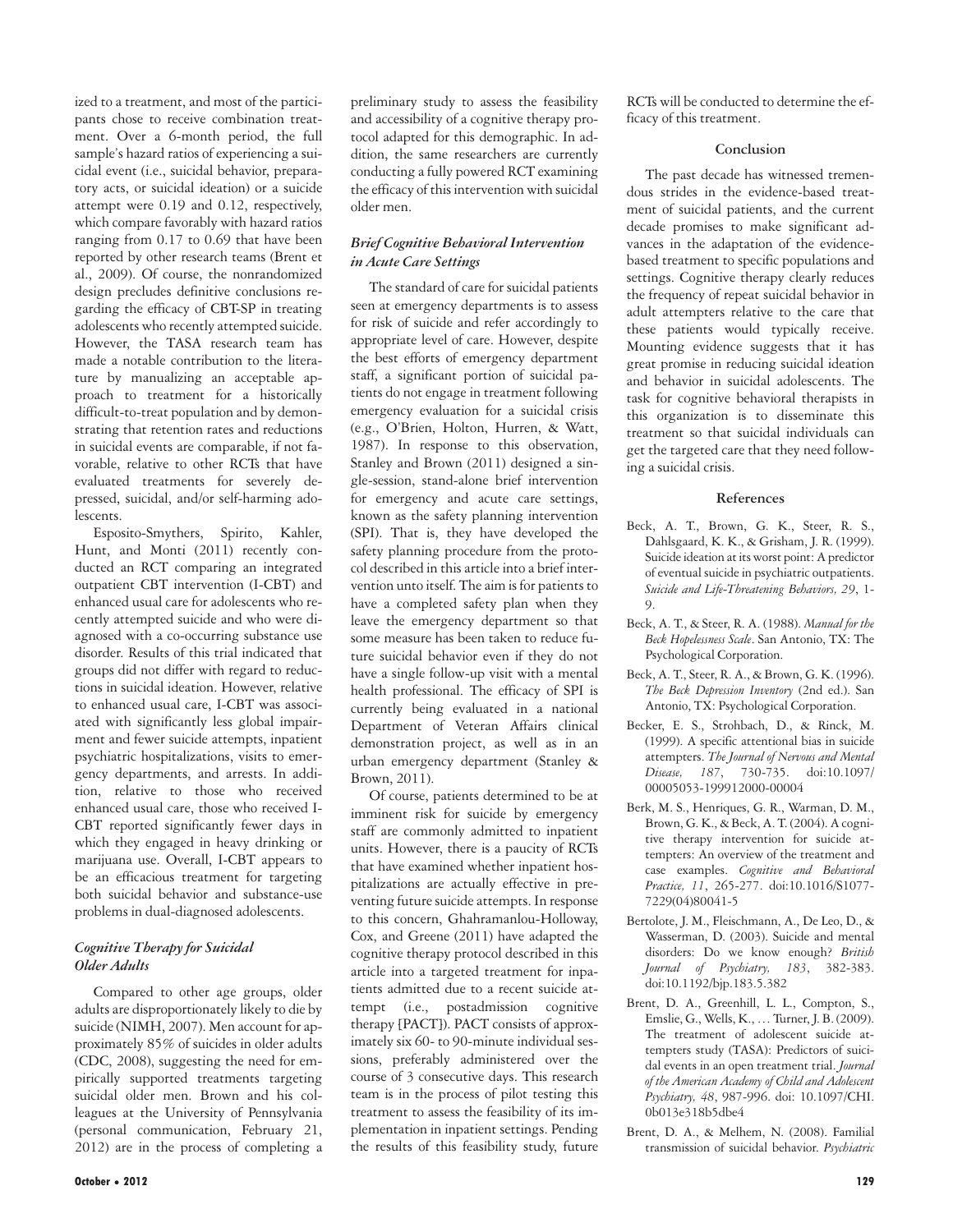ized to a treatment, and most of the participants chose to receive combination treatment. Over a 6-month period, the full sample's hazard ratios of experiencing a suicidal event (i.e., suicidal behavior, preparatory acts, or suicidal ideation) or a suicide attempt were 0.19 and 0.12, respectively, which compare favorably with hazard ratios ranging from 0.17 to 0.69 that have been reported by other research teams (Brent et al., 2009). Of course, the nonrandomized design precludes definitive conclusions regarding the efficacy of CBT-SP in treating adolescents who recently attempted suicide. However, the TASA research team has made a notable contribution to the literature by manualizing an acceptable approach to treatment for a historically difficult-to-treat population and by demonstrating that retention rates and reductions in suicidal events are comparable, if not favorable, relative to other RCTs that have evaluated treatments for severely depressed, suicidal, and/or self-harming adolescents.

Esposito-Smythers, Spirito, Kahler, Hunt, and Monti (2011) recently conducted an RCT comparing an integrated outpatient CBT intervention (I-CBT) and enhanced usual care for adolescents who recently attempted suicide and who were diagnosed with a co-occurring substance use disorder. Results of this trial indicated that groups did not differ with regard to reductions in suicidal ideation. However, relative to enhanced usual care, I-CBT was associated with significantly less global impairment and fewer suicide attempts, inpatient psychiatric hospitalizations, visits to emergency departments, and arrests. In addition, relative to those who received enhanced usual care, those who received I-CBT reported significantly fewer days in which they engaged in heavy drinking or marijuana use. Overall, I-CBT appears to be an efficacious treatment for targeting both suicidal behavior and substance-use problems in dual-diagnosed adolescents.

### *Cognitive Therapy for Suicidal Older Adults*

Compared to other age groups, older adults are disproportionately likely to die by suicide (NIMH, 2007). Men account for approximately 85% of suicides in older adults (CDC, 2008), suggesting the need for empirically supported treatments targeting suicidal older men. Brown and his colleagues at the University of Pennsylvania (personal communication, February 21, 2012) are in the process of completing a preliminary study to assess the feasibility and accessibility of a cognitive therapy protocol adapted for this demographic. In addition, the same researchers are currently conducting a fully powered RCT examining the efficacy of this intervention with suicidal older men.

### *Brief Cognitive Behavioral Intervention in Acute Care Settings*

The standard of care for suicidal patients seen at emergency departments is to assess for risk of suicide and refer accordingly to appropriate level of care. However, despite the best efforts of emergency department staff, a significant portion of suicidal patients do not engage in treatment following emergency evaluation for a suicidal crisis (e.g., O'Brien, Holton, Hurren, & Watt, 1987). In response to this observation, Stanley and Brown (2011) designed a single-session, stand-alone brief intervention for emergency and acute care settings, known as the safety planning intervention (SPI). That is, they have developed the safety planning procedure from the protocol described in this article into a brief intervention unto itself. The aim is for patients to have a completed safety plan when they leave the emergency department so that some measure has been taken to reduce future suicidal behavior even if they do not have a single follow-up visit with a mental health professional. The efficacy of SPI is currently being evaluated in a national Department of Veteran Affairs clinical demonstration project, as well as in an urban emergency department (Stanley & Brown, 2011).

Of course, patients determined to be at imminent risk for suicide by emergency staff are commonly admitted to inpatient units. However, there is a paucity of RCTs that have examined whether inpatient hospitalizations are actually effective in preventing future suicide attempts. In response to this concern, Ghahramanlou-Holloway, Cox, and Greene (2011) have adapted the cognitive therapy protocol described in this article into a targeted treatment for inpatients admitted due to a recent suicide attempt (i.e., postadmission cognitive therapy [PACT]). PACT consists of approximately six 60- to 90-minute individual sessions, preferably administered over the course of 3 consecutive days. This research team is in the process of pilot testing this treatment to assess the feasibility of its implementation in inpatient settings. Pending the results of this feasibility study, future RCTs will be conducted to determine the efficacy of this treatment.

## Conclusion

The past decade has witnessed tremendous strides in the evidence-based treatment of suicidal patients, and the current decade promises to make significant advances in the adaptation of the evidence-based treatment to specific populations and settings. Cognitive therapy clearly reduces the frequency of repeat suicidal behavior in adult attempters relative to the care that these patients would typically receive. Mounting evidence suggests that it has great promise in reducing suicidal ideation and behavior in suicidal adolescents. The task for cognitive behavioral therapists in this organization is to disseminate this treatment so that suicidal individuals can get the targeted care that they need following a suicidal crisis.

## References

Beck, A. T., Brown, G. K., Steer, R. S., Dahlsgaard, K. K., & Grisham, J. R. (1999). Suicide ideation at its worst point: A predictor of eventual suicide in psychiatric outpatients. *Suicide and Life-Threatening Behaviors, 29*, 1-9.

Beck, A. T., & Steer, R. A. (1988). *Manual for the Beck Hopelessness Scale*. San Antonio, TX: The Psychological Corporation.

Beck, A. T., Steer, R. A., & Brown, G. K. (1996). *The Beck Depression Inventory* (2nd ed.). San Antonio, TX: Psychological Corporation.

Becker, E. S., Strohbach, D., & Rinck, M. (1999). A specific attentional bias in suicide attempters. *The Journal of Nervous and Mental Disease, 187*, 730-735. doi:10.1097/00005053-199912000-00004

Berk, M. S., Henriques, G. R., Warman, D. M., Brown, G. K., & Beck, A. T. (2004). A cognitive therapy intervention for suicide attempters: An overview of the treatment and case examples. *Cognitive and Behavioral Practice, 11*, 265-277. doi:10.1016/S1077-7229(04)80041-5

Bertolote, J. M., Fleischmann, A., De Leo, D., & Wasserman, D. (2003). Suicide and mental disorders: Do we know enough? *British Journal of Psychiatry, 183*, 382-383. doi:10.1192/bjp.183.5.382

Brent, D. A., Greenhill, L. L., Compton, S., Emslie, G., Wells, K., … Turner, J. B. (2009). The treatment of adolescent suicide attempters study (TASA): Predictors of suicidal events in an open treatment trial. *Journal of the American Academy of Child and Adolescent Psychiatry, 48*, 987-996. doi: 10.1097/CHI.0b013e318b5dbe4

Brent, D. A., & Melhem, N. (2008). Familial transmission of suicidal behavior. *Psychiatric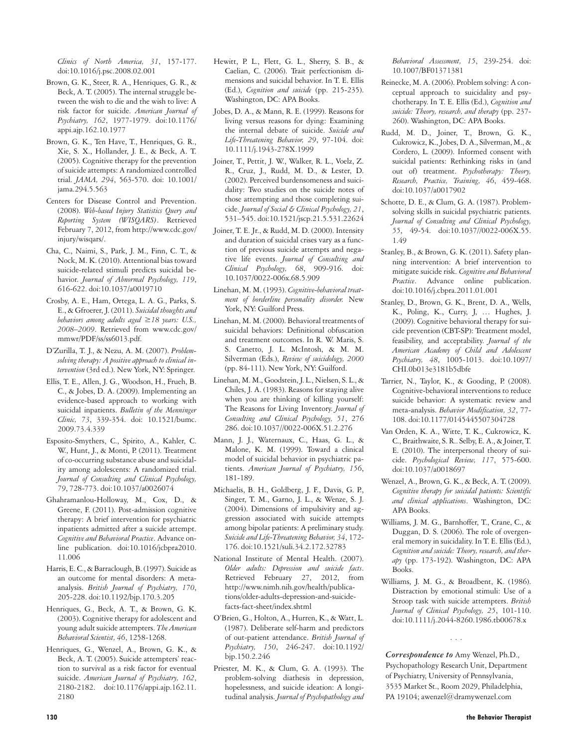*Clinics of North America, 31*, 157-177. doi:10.1016/j.psc.2008.02.001

Brown, G. K., Steer, R. A., Henriques, G. R., & Beck, A. T. (2005). The internal struggle between the wish to die and the wish to live: A risk factor for suicide. *American Journal of Psychiatry, 162*, 1977-1979. doi:10.1176/appi.ajp.162.10.1977

Brown, G. K., Ten Have, T., Henriques, G. R., Xie, S. X., Hollander, J. E., & Beck, A. T. (2005). Cognitive therapy for the prevention of suicide attempts: A randomized controlled trial. *JAMA, 294*, 563-570. doi: 10.1001/jama.294.5.563

Centers for Disease Control and Prevention. (2008). *Web-based Injury Statistics Query and Reporting System (WISQARS)*. Retrieved February 7, 2012, from http://www.cdc.gov/injury/wisqars/.

Cha, C., Naimi, S., Park, J. M., Finn, C. T., & Nock, M. K. (2010). Attentional bias toward suicide-related stimuli predicts suicidal behavior. *Journal of Abnormal Psychology, 119*, 616-622. doi:10.1037/a0019710

Crosby, A. E., Ham, Ortega, L. A. G., Parks, S. E., & Gfroerer, J. (2011). *Suicidal thoughts and behaviors among adults aged ≥18 years: U.S., 2008–2009*. Retrieved from www.cdc.gov/mmwr/PDF/ss/ss6013.pdf.

D'Zurilla, T. J., & Nezu, A. M. (2007). *Problem-solving therapy: A positive approach to clinical intervention* (3rd ed.). New York, NY: Springer.

Ellis, T. E., Allen, J. G., Woodson, H., Frueh, B. C., & Jobes, D. A. (2009). Implementing an evidence-based approach to working with suicidal inpatients. *Bulletin of the Menninger Clinic, 73*, 339-354. doi: 10.1521/bumc.2009.73.4.339

Esposito-Smythers, C., Spirito, A., Kahler, C. W., Hunt, J., & Monti, P. (2011). Treatment of co-occurring substance abuse and suicidality among adolescents: A randomized trial. *Journal of Consulting and Clinical Psychology, 79*, 728-773. doi:10.1037/a0026074

Ghahramanlou-Holloway, M., Cox, D., & Greene, F. (2011). Post-admission cognitive therapy: A brief intervention for psychiatric inpatients admitted after a suicide attempt. *Cognitive and Behavioral Practice*. Advance online publication. doi:10.1016/jcbpra2010.11.006

Harris, E. C., & Barraclough, B. (1997). Suicide as an outcome for mental disorders: A meta-analysis. *British Journal of Psychiatry, 170*, 205-228. doi:10.1192/bjp.170.3.205

Henriques, G., Beck, A. T., & Brown, G. K. (2003). Cognitive therapy for adolescent and young adult suicide attempters. *The American Behavioral Scientist, 46*, 1258-1268.

Henriques, G., Wenzel, A., Brown, G. K., & Beck, A. T. (2005). Suicide attempters' reaction to survival as a risk factor for eventual suicide. *American Journal of Psychiatry, 162*, 2180-2182. doi:10.1176/appi.ajp.162.11.2180

Hewitt, P. L., Flett, G. L., Sherry, S. B., & Caelian, C. (2006). Trait perfectionism dimensions and suicidal behavior. In T. E. Ellis (Ed.), *Cognition and suicide* (pp. 215-235). Washington, DC: APA Books.

Jobes, D. A., & Mann, R. E. (1999). Reasons for living versus reasons for dying: Examining the internal debate of suicide. *Suicide and Life-Threatening Behavior, 29*, 97-104. doi: 10.1111/j.1943-278X.1999

Joiner, T., Pettit, J. W., Walker, R. L., Voelz, Z. R., Cruz, J., Rudd, M. D., & Lester, D. (2002). Perceived burdensomeness and suicidality: Two studies on the suicide notes of those attempting and those completing suicide. *Journal of Social & Clinical Psychology, 21*, 531–545. doi:10.1521/jscp.21.5.531.22624

Joiner, T. E. Jr., & Rudd, M. D. (2000). Intensity and duration of suicidal crises vary as a function of previous suicide attempts and negative life events. *Journal of Consulting and Clinical Psychology, 68*, 909-916. doi: 10.1037/0022-006x.68.5.909

Linehan, M. M. (1993). *Cognitive-behavioral treatment of borderline personality disorder.* New York, NY: Guilford Press.

Linehan, M. M. (2000). Behavioral treatments of suicidal behaviors: Definitional obfuscation and treatment outcomes. In R. W. Maris, S. S. Canetto, J. L. McIntosh, & M. M. Silverman (Eds.), *Review of suicidology, 2000* (pp. 84-111). New York, NY: Guilford.

Linehan, M. M., Goodstein, J. L., Nielsen, S. L., & Chiles, J. A. (1983). Reasons for staying alive when you are thinking of killing yourself: The Reasons for Living Inventory. *Journal of Consulting and Clinical Psychology, 51*, 276 286. doi:10.1037//0022-006X.51.2.276

Mann, J. J., Waternaux, C., Haas, G. L., & Malone, K. M. (1999). Toward a clinical model of suicidal behavior in psychiatric patients. *American Journal of Psychiatry, 156*, 181-189.

Michaelis, B. H., Goldberg, J. F., Davis, G. P., Singer, T. M., Garno, J. L., & Wenze, S. J. (2004). Dimensions of impulsivity and aggression associated with suicide attempts among bipolar patients: A preliminary study. *Suicide and Life-Threatening Behavior, 34*, 172-176. doi:10.1521/suli.34.2.172.32783

National Institute of Mental Health. (2007). *Older adults: Depression and suicide facts*. Retrieved February 27, 2012, from http://www.nimh.nih.gov/health/publications/older-adults-depression-and-suicide-facts-fact-sheet/index.shtml

O'Brien, G., Holton, A., Hurren, K., & Watt, L. (1987). Deliberate self-harm and predictors of out-patient attendance. *British Journal of Psychiatry, 150*, 246-247. doi:10.1192/bjp.150.2.246

Priester, M. K., & Clum, G. A. (1993). The problem-solving diathesis in depression, hopelessness, and suicide ideation: A longitudinal analysis. *Journal of Psychopathology and Behavioral Assessment, 15*, 239-254. doi: 10.1007/BF01371381

Reinecke, M. A. (2006). Problem solving: A conceptual approach to suicidality and psychotherapy. In T. E. Ellis (Ed.), *Cognition and suicide: Theory, research, and therapy* (pp. 237-260). Washington, DC: APA Books.

Rudd, M. D., Joiner, T., Brown, G. K., Cukrowicz, K., Jobes, D. A., Silverman, M., & Cordero, L. (2009). Informed consent with suicidal patients: Rethinking risks in (and out of) treatment. *Psychotherapy: Theory, Research, Practice, Training, 46*, 459-468. doi:10.1037/a0017902

Schotte, D. E., & Clum, G. A. (1987). Problem-solving skills in suicidal psychiatric patients. *Journal of Consulting and Clinical Psychology, 55*, 49-54. doi:10.1037//0022-006X.55.1.49

Stanley, B., & Brown, G. K. (2011). Safety planning intervention: A brief intervention to mitigate suicide risk. *Cognitive and Behavioral Practice*. Advance online publication. doi:10.1016/j.cbpra.2011.01.001

Stanley, D., Brown, G. K., Brent, D. A., Wells, K., Poling, K., Curry, J, … Hughes, J. (2009). Cognitive behavioral therapy for suicide prevention (CBT-SP): Treatment model, feasibility, and acceptability. *Journal of the American Academy of Child and Adolescent Psychiatry, 48*, 1005-1013. doi:10.1097/CHI.0b013e3181b5dbfe

Tarrier, N., Taylor, K., & Gooding, P. (2008). Cognitive-behavioral interventions to reduce suicide behavior: A systematic review and meta-analysis. *Behavior Modification, 32*, 77-108. doi:10.1177/0145445507304728

Van Orden, K. A., Witte, T. K., Cukrowicz, K. C., Braithwaite, S. R.. Selby, E. A., & Joiner, T. E. (2010). The interpersonal theory of suicide. *Psychological Review, 117*, 575-600. doi:10.1037/a0018697

Wenzel, A., Brown, G. K., & Beck, A. T. (2009). *Cognitive therapy for suicidal patients: Scientific and clinical applications*. Washington, DC: APA Books.

Williams, J. M. G., Barnhoffer, T., Crane, C., & Duggan, D. S. (2006). The role of overgeneral memory in suicidality. In T. E. Ellis (Ed.), *Cognition and suicide: Theory, research, and therapy* (pp. 173-192). Washington, DC: APA Books.

Williams, J. M. G., & Broadbent, K. (1986). Distraction by emotional stimuli: Use of a Stroop task with suicide attempters. *British Journal of Clinical Psychology, 25*, 101-110. doi:10.1111/j.2044-8260.1986.tb00678.x

. . .

***Correspondence to*** Amy Wenzel, Ph.D., Psychopathology Research Unit, Department of Psychiatry, University of Pennsylvania, 3535 Market St., Room 2029, Philadelphia, PA 19104; awenzel@dramywenzel.com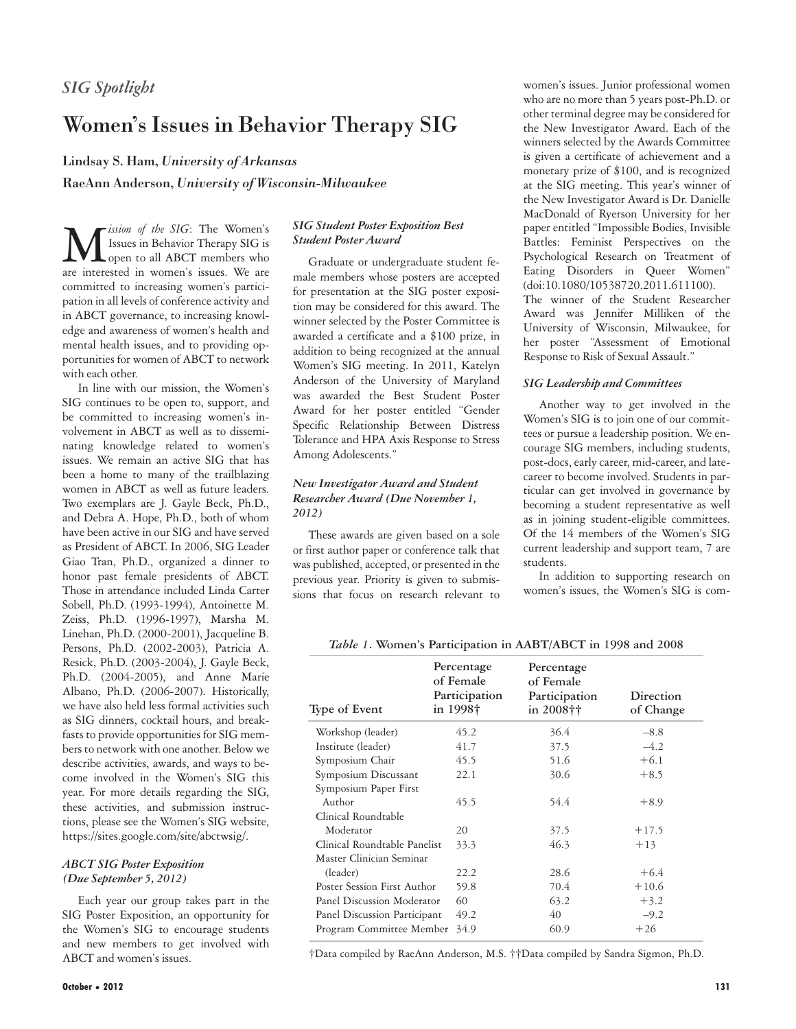*SIG Spotlight*

# Women's Issues in Behavior Therapy SIG

**Lindsay S. Ham,** ***University of Arkansas***

**RaeAnn Anderson,** ***University of Wisconsin-Milwaukee***

*Mission of the SIG*: The Women's Issues in Behavior Therapy SIG is open to all ABCT members who are interested in women's issues. We are committed to increasing women's participation in all levels of conference activity and in ABCT governance, to increasing knowledge and awareness of women's health and mental health issues, and to providing opportunities for women of ABCT to network with each other.

In line with our mission, the Women's SIG continues to be open to, support, and be committed to increasing women's involvement in ABCT as well as to disseminating knowledge related to women's issues. We remain an active SIG that has been a home to many of the trailblazing women in ABCT as well as future leaders. Two exemplars are J. Gayle Beck, Ph.D., and Debra A. Hope, Ph.D., both of whom have been active in our SIG and have served as President of ABCT. In 2006, SIG Leader Giao Tran, Ph.D., organized a dinner to honor past female presidents of ABCT. Those in attendance included Linda Carter Sobell, Ph.D. (1993-1994), Antoinette M. Zeiss, Ph.D. (1996-1997), Marsha M. Linehan, Ph.D. (2000-2001), Jacqueline B. Persons, Ph.D. (2002-2003), Patricia A. Resick, Ph.D. (2003-2004), J. Gayle Beck, Ph.D. (2004-2005), and Anne Marie Albano, Ph.D. (2006-2007). Historically, we have also held less formal activities such as SIG dinners, cocktail hours, and breakfasts to provide opportunities for SIG members to network with one another. Below we describe activities, awards, and ways to become involved in the Women's SIG this year. For more details regarding the SIG, these activities, and submission instructions, please see the Women's SIG website, https://sites.google.com/site/abctwsig/.

### *ABCT SIG Poster Exposition (Due September 5, 2012)*

Each year our group takes part in the SIG Poster Exposition, an opportunity for the Women's SIG to encourage students and new members to get involved with ABCT and women's issues.

### *SIG Student Poster Exposition Best Student Poster Award*

Graduate or undergraduate student female members whose posters are accepted for presentation at the SIG poster exposition may be considered for this award. The winner selected by the Poster Committee is awarded a certificate and a $100 prize, in addition to being recognized at the annual Women's SIG meeting. In 2011, Katelyn Anderson of the University of Maryland was awarded the Best Student Poster Award for her poster entitled "Gender Specific Relationship Between Distress Tolerance and HPA Axis Response to Stress Among Adolescents."

### *New Investigator Award and Student Researcher Award (Due November 1, 2012)*

These awards are given based on a sole or first author paper or conference talk that was published, accepted, or presented in the previous year. Priority is given to submissions that focus on research relevant to women's issues. Junior professional women who are no more than 5 years post-Ph.D. or other terminal degree may be considered for the New Investigator Award. Each of the winners selected by the Awards Committee is given a certificate of achievement and a monetary prize of $100, and is recognized at the SIG meeting. This year's winner of the New Investigator Award is Dr. Danielle MacDonald of Ryerson University for her paper entitled "Impossible Bodies, Invisible Battles: Feminist Perspectives on the Psychological Research on Treatment of Eating Disorders in Queer Women" (doi:10.1080/10538720.2011.611100). The winner of the Student Researcher Award was Jennifer Milliken of the University of Wisconsin, Milwaukee, for her poster "Assessment of Emotional Response to Risk of Sexual Assault."

### *SIG Leadership and Committees*

Another way to get involved in the Women's SIG is to join one of our committees or pursue a leadership position. We encourage SIG members, including students, post-docs, early career, mid-career, and late-career to become involved. Students in particular can get involved in governance by becoming a student representative as well as in joining student-eligible committees. Of the 14 members of the Women's SIG current leadership and support team, 7 are students.

In addition to supporting research on women's issues, the Women's SIG is com-

*Table 1*. **Women's Participation in AABT/ABCT in 1998 and 2008**

| Type of Event | Percentage of Female Participation in 1998† | Percentage of Female Participation in 2008†† | Direction of Change |
|---|---|---|---|
| Workshop (leader) | 45.2 | 36.4 | –8.8 |
| Institute (leader) | 41.7 | 37.5 | –4.2 |
| Symposium Chair | 45.5 | 51.6 | +6.1 |
| Symposium Discussant | 22.1 | 30.6 | +8.5 |
| Symposium Paper First Author | 45.5 | 54.4 | +8.9 |
| Clinical Roundtable Moderator | 20 | 37.5 | +17.5 |
| Clinical Roundtable Panelist | 33.3 | 46.3 | +13 |
| Master Clinician Seminar (leader) | 22.2 | 28.6 | +6.4 |
| Poster Session First Author | 59.8 | 70.4 | +10.6 |
| Panel Discussion Moderator | 60 | 63.2 | +3.2 |
| Panel Discussion Participant | 49.2 | 40 | –9.2 |
| Program Committee Member | 34.9 | 60.9 | +26 |

†Data compiled by RaeAnn Anderson, M.S. ††Data compiled by Sandra Sigmon, Ph.D.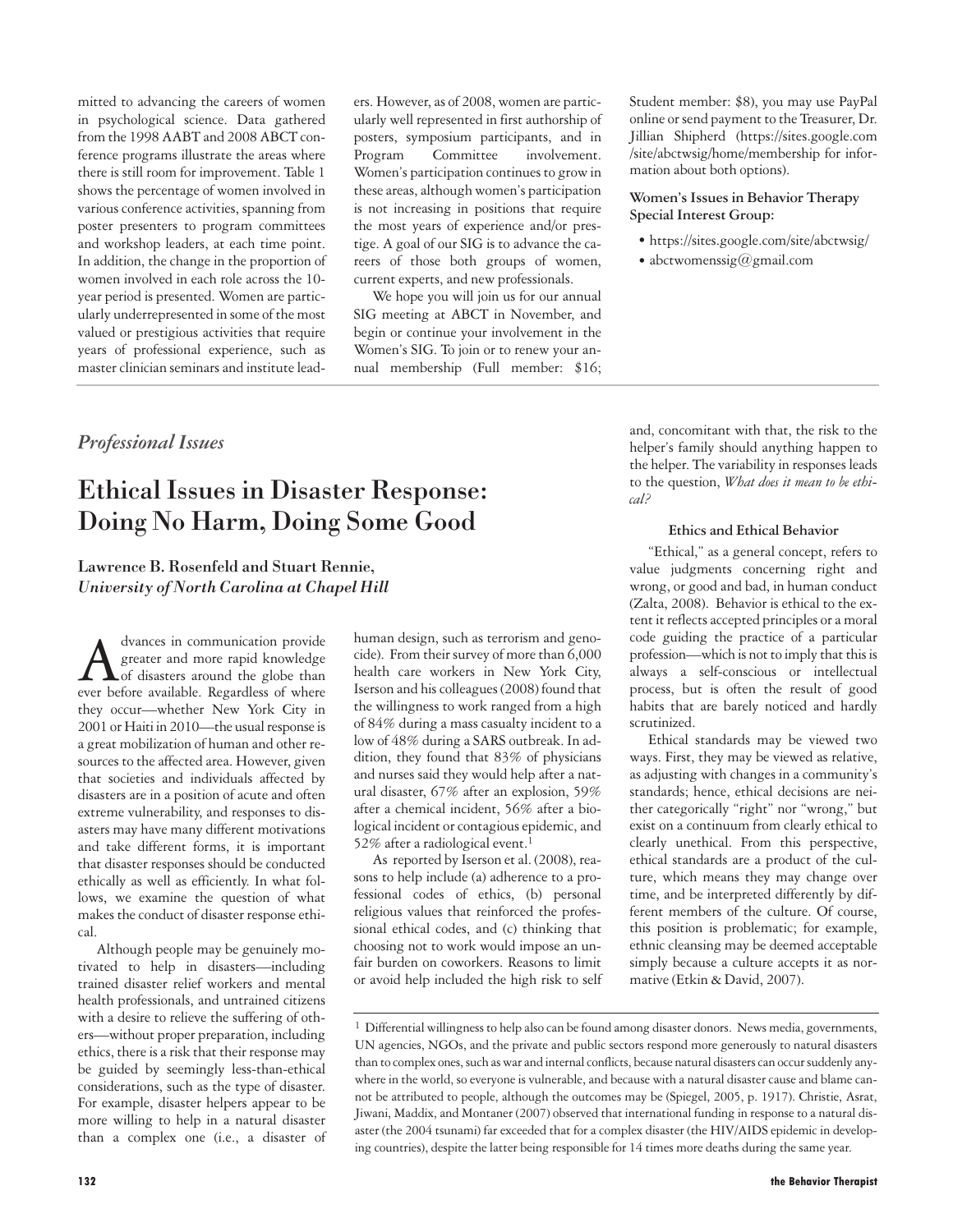mitted to advancing the careers of women in psychological science. Data gathered from the 1998 AABT and 2008 ABCT conference programs illustrate the areas where there is still room for improvement. Table 1 shows the percentage of women involved in various conference activities, spanning from poster presenters to program committees and workshop leaders, at each time point. In addition, the change in the proportion of women involved in each role across the 10-year period is presented. Women are particularly underrepresented in some of the most valued or prestigious activities that require years of professional experience, such as master clinician seminars and institute leaders. However, as of 2008, women are particularly well represented in first authorship of posters, symposium participants, and in Program Committee involvement. Women's participation continues to grow in these areas, although women's participation is not increasing in positions that require the most years of experience and/or prestige. A goal of our SIG is to advance the careers of those both groups of women, current experts, and new professionals.

We hope you will join us for our annual SIG meeting at ABCT in November, and begin or continue your involvement in the Women's SIG. To join or to renew your annual membership (Full member: $16; Student member: $8), you may use PayPal online or send payment to the Treasurer, Dr. Jillian Shipherd (https://sites.google.com/site/abctwsig/home/membership for information about both options).

**Women's Issues in Behavior Therapy Special Interest Group:**

- https://sites.google.com/site/abctwsig/
- abctwomenssig@gmail.com

## *Professional Issues*

# Ethical Issues in Disaster Response: Doing No Harm, Doing Some Good

**Lawrence B. Rosenfeld and Stuart Rennie,**
***University of North Carolina at Chapel Hill***

Advances in communication provide greater and more rapid knowledge of disasters around the globe than ever before available. Regardless of where they occur—whether New York City in 2001 or Haiti in 2010—the usual response is a great mobilization of human and other resources to the affected area. However, given that societies and individuals affected by disasters are in a position of acute and often extreme vulnerability, and responses to disasters may have many different motivations and take different forms, it is important that disaster responses should be conducted ethically as well as efficiently. In what follows, we examine the question of what makes the conduct of disaster response ethical.

Although people may be genuinely motivated to help in disasters—including trained disaster relief workers and mental health professionals, and untrained citizens with a desire to relieve the suffering of others—without proper preparation, including ethics, there is a risk that their response may be guided by seemingly less-than-ethical considerations, such as the type of disaster. For example, disaster helpers appear to be more willing to help in a natural disaster than a complex one (i.e., a disaster of human design, such as terrorism and genocide). From their survey of more than 6,000 health care workers in New York City, Iserson and his colleagues (2008) found that the willingness to work ranged from a high of 84% during a mass casualty incident to a low of 48% during a SARS outbreak. In addition, they found that 83% of physicians and nurses said they would help after a natural disaster, 67% after an explosion, 59% after a chemical incident, 56% after a biological incident or contagious epidemic, and 52% after a radiological event.[1]

As reported by Iserson et al. (2008), reasons to help include (a) adherence to a professional codes of ethics, (b) personal religious values that reinforced the professional ethical codes, and (c) thinking that choosing not to work would impose an unfair burden on coworkers. Reasons to limit or avoid help included the high risk to self and, concomitant with that, the risk to the helper's family should anything happen to the helper. The variability in responses leads to the question, *What does it mean to be ethical?*

### Ethics and Ethical Behavior

"Ethical," as a general concept, refers to value judgments concerning right and wrong, or good and bad, in human conduct (Zalta, 2008). Behavior is ethical to the extent it reflects accepted principles or a moral code guiding the practice of a particular profession—which is not to imply that this is always a self-conscious or intellectual process, but is often the result of good habits that are barely noticed and hardly scrutinized.

Ethical standards may be viewed two ways. First, they may be viewed as relative, as adjusting with changes in a community's standards; hence, ethical decisions are neither categorically "right" nor "wrong," but exist on a continuum from clearly ethical to clearly unethical. From this perspective, ethical standards are a product of the culture, which means they may change over time, and be interpreted differently by different members of the culture. Of course, this position is problematic; for example, ethnic cleansing may be deemed acceptable simply because a culture accepts it as normative (Etkin & David, 2007).

---

[1] Differential willingness to help also can be found among disaster donors. News media, governments, UN agencies, NGOs, and the private and public sectors respond more generously to natural disasters than to complex ones, such as war and internal conflicts, because natural disasters can occur suddenly anywhere in the world, so everyone is vulnerable, and because with a natural disaster cause and blame cannot be attributed to people, although the outcomes may be (Spiegel, 2005, p. 1917). Christie, Asrat, Jiwani, Maddix, and Montaner (2007) observed that international funding in response to a natural disaster (the 2004 tsunami) far exceeded that for a complex disaster (the HIV/AIDS epidemic in developing countries), despite the latter being responsible for 14 times more deaths during the same year.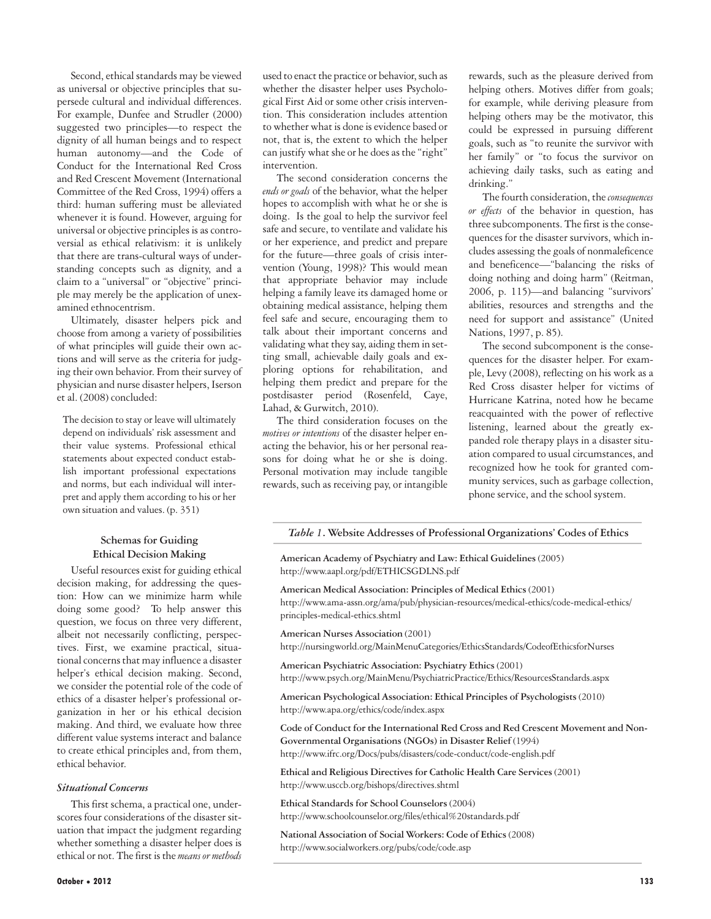Second, ethical standards may be viewed as universal or objective principles that supersede cultural and individual differences. For example, Dunfee and Strudler (2000) suggested two principles—to respect the dignity of all human beings and to respect human autonomy—and the Code of Conduct for the International Red Cross and Red Crescent Movement (International Committee of the Red Cross, 1994) offers a third: human suffering must be alleviated whenever it is found. However, arguing for universal or objective principles is as controversial as ethical relativism: it is unlikely that there are trans-cultural ways of understanding concepts such as dignity, and a claim to a "universal" or "objective" principle may merely be the application of unexamined ethnocentrism.

Ultimately, disaster helpers pick and choose from among a variety of possibilities of what principles will guide their own actions and will serve as the criteria for judging their own behavior. From their survey of physician and nurse disaster helpers, Iserson et al. (2008) concluded:

> The decision to stay or leave will ultimately depend on individuals' risk assessment and their value systems. Professional ethical statements about expected conduct establish important professional expectations and norms, but each individual will interpret and apply them according to his or her own situation and values. (p. 351)

## Schemas for Guiding Ethical Decision Making

Useful resources exist for guiding ethical decision making, for addressing the question: How can we minimize harm while doing some good? To help answer this question, we focus on three very different, albeit not necessarily conflicting, perspectives. First, we examine practical, situational concerns that may influence a disaster helper's ethical decision making. Second, we consider the potential role of the code of ethics of a disaster helper's professional organization in her or his ethical decision making. And third, we evaluate how three different value systems interact and balance to create ethical principles and, from them, ethical behavior.

### *Situational Concerns*

This first schema, a practical one, underscores four considerations of the disaster situation that impact the judgment regarding whether something a disaster helper does is ethical or not. The first is the *means or methods* used to enact the practice or behavior, such as whether the disaster helper uses Psychological First Aid or some other crisis intervention. This consideration includes attention to whether what is done is evidence based or not, that is, the extent to which the helper can justify what she or he does as the "right" intervention.

The second consideration concerns the *ends or goals* of the behavior, what the helper hopes to accomplish with what he or she is doing. Is the goal to help the survivor feel safe and secure, to ventilate and validate his or her experience, and predict and prepare for the future—three goals of crisis intervention (Young, 1998)? This would mean that appropriate behavior may include helping a family leave its damaged home or obtaining medical assistance, helping them feel safe and secure, encouraging them to talk about their important concerns and validating what they say, aiding them in setting small, achievable daily goals and exploring options for rehabilitation, and helping them predict and prepare for the postdisaster period (Rosenfeld, Caye, Lahad, & Gurwitch, 2010).

The third consideration focuses on the *motives or intentions* of the disaster helper enacting the behavior, his or her personal reasons for doing what he or she is doing. Personal motivation may include tangible rewards, such as receiving pay, or intangible rewards, such as the pleasure derived from helping others. Motives differ from goals; for example, while deriving pleasure from helping others may be the motivator, this could be expressed in pursuing different goals, such as "to reunite the survivor with her family" or "to focus the survivor on achieving daily tasks, such as eating and drinking."

The fourth consideration, the *consequences or effects* of the behavior in question, has three subcomponents. The first is the consequences for the disaster survivors, which includes assessing the goals of nonmaleficence and beneficence—"balancing the risks of doing nothing and doing harm" (Reitman, 2006, p. 115)—and balancing "survivors' abilities, resources and strengths and the need for support and assistance" (United Nations, 1997, p. 85).

The second subcomponent is the consequences for the disaster helper. For example, Levy (2008), reflecting on his work as a Red Cross disaster helper for victims of Hurricane Katrina, noted how he became reacquainted with the power of reflective listening, learned about the greatly expanded role therapy plays in a disaster situation compared to usual circumstances, and recognized how he took for granted community services, such as garbage collection, phone service, and the school system.

*Table 1*. **Website Addresses of Professional Organizations' Codes of Ethics**

**American Academy of Psychiatry and Law: Ethical Guidelines** (2005)
http://www.aapl.org/pdf/ETHICSGDLNS.pdf

**American Medical Association: Principles of Medical Ethics** (2001)
http://www.ama-assn.org/ama/pub/physician-resources/medical-ethics/code-medical-ethics/principles-medical-ethics.shtml

**American Nurses Association** (2001)
http://nursingworld.org/MainMenuCategories/EthicsStandards/CodeofEthicsforNurses

**American Psychiatric Association: Psychiatry Ethics** (2001)
http://www.psych.org/MainMenu/PsychiatricPractice/Ethics/ResourcesStandards.aspx

**American Psychological Association: Ethical Principles of Psychologists** (2010)
http://www.apa.org/ethics/code/index.aspx

**Code of Conduct for the International Red Cross and Red Crescent Movement and Non-Governmental Organisations (NGOs) in Disaster Relief** (1994)
http://www.ifrc.org/Docs/pubs/disasters/code-conduct/code-english.pdf

**Ethical and Religious Directives for Catholic Health Care Services** (2001)
http://www.usccb.org/bishops/directives.shtml

**Ethical Standards for School Counselors** (2004)
http://www.schoolcounselor.org/files/ethical%20standards.pdf

**National Association of Social Workers: Code of Ethics** (2008)
http://www.socialworkers.org/pubs/code/code.asp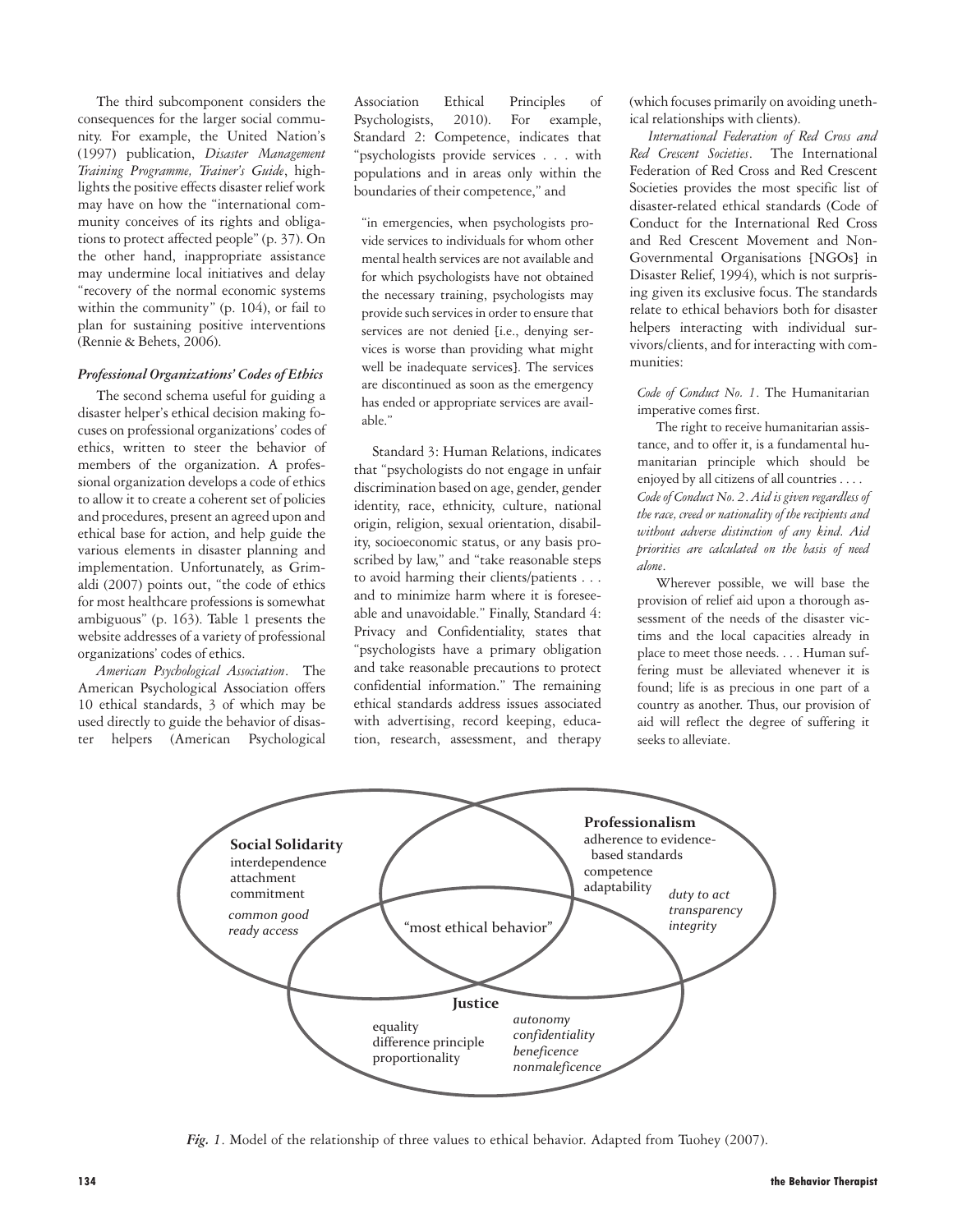The third subcomponent considers the consequences for the larger social community. For example, the United Nation's (1997) publication, *Disaster Management Training Programme, Trainer's Guide*, highlights the positive effects disaster relief work may have on how the "international community conceives of its rights and obligations to protect affected people" (p. 37). On the other hand, inappropriate assistance may undermine local initiatives and delay "recovery of the normal economic systems within the community" (p. 104), or fail to plan for sustaining positive interventions (Rennie & Behets, 2006).

### *Professional Organizations' Codes of Ethics*

The second schema useful for guiding a disaster helper's ethical decision making focuses on professional organizations' codes of ethics, written to steer the behavior of members of the organization. A professional organization develops a code of ethics to allow it to create a coherent set of policies and procedures, present an agreed upon and ethical base for action, and help guide the various elements in disaster planning and implementation. Unfortunately, as Grimaldi (2007) points out, "the code of ethics for most healthcare professions is somewhat ambiguous" (p. 163). Table 1 presents the website addresses of a variety of professional organizations' codes of ethics.

*American Psychological Association*. The American Psychological Association offers 10 ethical standards, 3 of which may be used directly to guide the behavior of disaster helpers (American Psychological Association Ethical Principles of Psychologists, 2010). For example, Standard 2: Competence, indicates that "psychologists provide services . . . with populations and in areas only within the boundaries of their competence," and

> "in emergencies, when psychologists provide services to individuals for whom other mental health services are not available and for which psychologists have not obtained the necessary training, psychologists may provide such services in order to ensure that services are not denied [i.e., denying services is worse than providing what might well be inadequate services]. The services are discontinued as soon as the emergency has ended or appropriate services are available."

Standard 3: Human Relations, indicates that "psychologists do not engage in unfair discrimination based on age, gender, gender identity, race, ethnicity, culture, national origin, religion, sexual orientation, disability, socioeconomic status, or any basis proscribed by law," and "take reasonable steps to avoid harming their clients/patients . . . and to minimize harm where it is foreseeable and unavoidable." Finally, Standard 4: Privacy and Confidentiality, states that "psychologists have a primary obligation and take reasonable precautions to protect confidential information." The remaining ethical standards address issues associated with advertising, record keeping, education, research, assessment, and therapy (which focuses primarily on avoiding unethical relationships with clients).

*International Federation of Red Cross and Red Crescent Societies*. The International Federation of Red Cross and Red Crescent Societies provides the most specific list of disaster-related ethical standards (Code of Conduct for the International Red Cross and Red Crescent Movement and Non-Governmental Organisations [NGOs] in Disaster Relief, 1994), which is not surprising given its exclusive focus. The standards relate to ethical behaviors both for disaster helpers interacting with individual survivors/clients, and for interacting with communities:

> *Code of Conduct No. 1*. The Humanitarian imperative comes first.
>
> The right to receive humanitarian assistance, and to offer it, is a fundamental humanitarian principle which should be enjoyed by all citizens of all countries . . . .
>
> *Code of Conduct No. 2. Aid is given regardless of the race, creed or nationality of the recipients and without adverse distinction of any kind. Aid priorities are calculated on the basis of need alone*.
>
> Wherever possible, we will base the provision of relief aid upon a thorough assessment of the needs of the disaster victims and the local capacities already in place to meet those needs. . . . Human suffering must be alleviated whenever it is found; life is as precious in one part of a country as another. Thus, our provision of aid will reflect the degree of suffering it seeks to alleviate.

**Social Solidarity**
interdependence
attachment
commitment
*common good*
*ready access*

**Professionalism**
adherence to evidence-based standards
competence
adaptability
*duty to act*
*transparency*
*integrity*

**Justice**
equality
difference principle
proportionality
*autonomy*
*confidentiality*
*beneficence*
*nonmaleficence*

"most ethical behavior"

*Fig. 1*. Model of the relationship of three values to ethical behavior. Adapted from Tuohey (2007).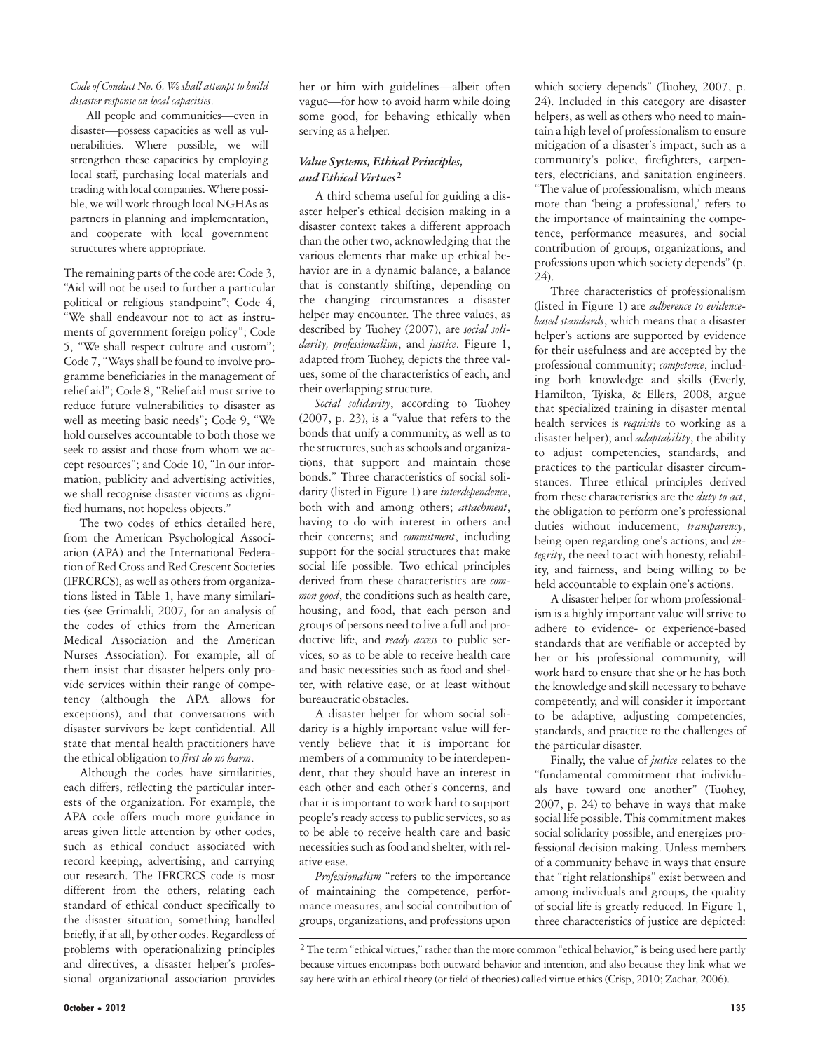*Code of Conduct No. 6. We shall attempt to build disaster response on local capacities.*

All people and communities—even in disaster—possess capacities as well as vulnerabilities. Where possible, we will strengthen these capacities by employing local staff, purchasing local materials and trading with local companies. Where possible, we will work through local NGHAs as partners in planning and implementation, and cooperate with local government structures where appropriate.

The remaining parts of the code are: Code 3, "Aid will not be used to further a particular political or religious standpoint"; Code 4, "We shall endeavour not to act as instruments of government foreign policy"; Code 5, "We shall respect culture and custom"; Code 7, "Ways shall be found to involve programme beneficiaries in the management of relief aid"; Code 8, "Relief aid must strive to reduce future vulnerabilities to disaster as well as meeting basic needs"; Code 9, "We hold ourselves accountable to both those we seek to assist and those from whom we accept resources"; and Code 10, "In our information, publicity and advertising activities, we shall recognise disaster victims as dignified humans, not hopeless objects."

The two codes of ethics detailed here, from the American Psychological Association (APA) and the International Federation of Red Cross and Red Crescent Societies (IFRCRCS), as well as others from organizations listed in Table 1, have many similarities (see Grimaldi, 2007, for an analysis of the codes of ethics from the American Medical Association and the American Nurses Association). For example, all of them insist that disaster helpers only provide services within their range of competency (although the APA allows for exceptions), and that conversations with disaster survivors be kept confidential. All state that mental health practitioners have the ethical obligation to *first do no harm*.

Although the codes have similarities, each differs, reflecting the particular interests of the organization. For example, the APA code offers much more guidance in areas given little attention by other codes, such as ethical conduct associated with record keeping, advertising, and carrying out research. The IFRCRCS code is most different from the others, relating each standard of ethical conduct specifically to the disaster situation, something handled briefly, if at all, by other codes. Regardless of problems with operationalizing principles and directives, a disaster helper's professional organizational association provides her or him with guidelines—albeit often vague—for how to avoid harm while doing some good, for behaving ethically when serving as a helper.

### *Value Systems, Ethical Principles, and Ethical Virtues*[2]

A third schema useful for guiding a disaster helper's ethical decision making in a disaster context takes a different approach than the other two, acknowledging that the various elements that make up ethical behavior are in a dynamic balance, a balance that is constantly shifting, depending on the changing circumstances a disaster helper may encounter. The three values, as described by Tuohey (2007), are *social solidarity, professionalism*, and *justice*. Figure 1, adapted from Tuohey, depicts the three values, some of the characteristics of each, and their overlapping structure.

*Social solidarity*, according to Tuohey (2007, p. 23), is a "value that refers to the bonds that unify a community, as well as to the structures, such as schools and organizations, that support and maintain those bonds." Three characteristics of social solidarity (listed in Figure 1) are *interdependence*, both with and among others; *attachment*, having to do with interest in others and their concerns; and *commitment*, including support for the social structures that make social life possible. Two ethical principles derived from these characteristics are *common good*, the conditions such as health care, housing, and food, that each person and groups of persons need to live a full and productive life, and *ready access* to public services, so as to be able to receive health care and basic necessities such as food and shelter, with relative ease, or at least without bureaucratic obstacles.

A disaster helper for whom social solidarity is a highly important value will fervently believe that it is important for members of a community to be interdependent, that they should have an interest in each other and each other's concerns, and that it is important to work hard to support people's ready access to public services, so as to be able to receive health care and basic necessities such as food and shelter, with relative ease.

*Professionalism* "refers to the importance of maintaining the competence, performance measures, and social contribution of groups, organizations, and professions upon which society depends" (Tuohey, 2007, p. 24). Included in this category are disaster helpers, as well as others who need to maintain a high level of professionalism to ensure mitigation of a disaster's impact, such as a community's police, firefighters, carpenters, electricians, and sanitation engineers. "The value of professionalism, which means more than 'being a professional,' refers to the importance of maintaining the competence, performance measures, and social contribution of groups, organizations, and professions upon which society depends" (p. 24).

Three characteristics of professionalism (listed in Figure 1) are *adherence to evidence-based standards*, which means that a disaster helper's actions are supported by evidence for their usefulness and are accepted by the professional community; *competence*, including both knowledge and skills (Everly, Hamilton, Tyiska, & Ellers, 2008, argue that specialized training in disaster mental health services is *requisite* to working as a disaster helper); and *adaptability*, the ability to adjust competencies, standards, and practices to the particular disaster circumstances. Three ethical principles derived from these characteristics are the *duty to act*, the obligation to perform one's professional duties without inducement; *transparency*, being open regarding one's actions; and *integrity*, the need to act with honesty, reliability, and fairness, and being willing to be held accountable to explain one's actions.

A disaster helper for whom professionalism is a highly important value will strive to adhere to evidence- or experience-based standards that are verifiable or accepted by her or his professional community, will work hard to ensure that she or he has both the knowledge and skill necessary to behave competently, and will consider it important to be adaptive, adjusting competencies, standards, and practice to the challenges of the particular disaster.

Finally, the value of *justice* relates to the "fundamental commitment that individuals have toward one another" (Tuohey, 2007, p. 24) to behave in ways that make social life possible. This commitment makes social solidarity possible, and energizes professional decision making. Unless members of a community behave in ways that ensure that "right relationships" exist between and among individuals and groups, the quality of social life is greatly reduced. In Figure 1, three characteristics of justice are depicted:

[2] The term "ethical virtues," rather than the more common "ethical behavior," is being used here partly because virtues encompass both outward behavior and intention, and also because they link what we say here with an ethical theory (or field of theories) called virtue ethics (Crisp, 2010; Zachar, 2006).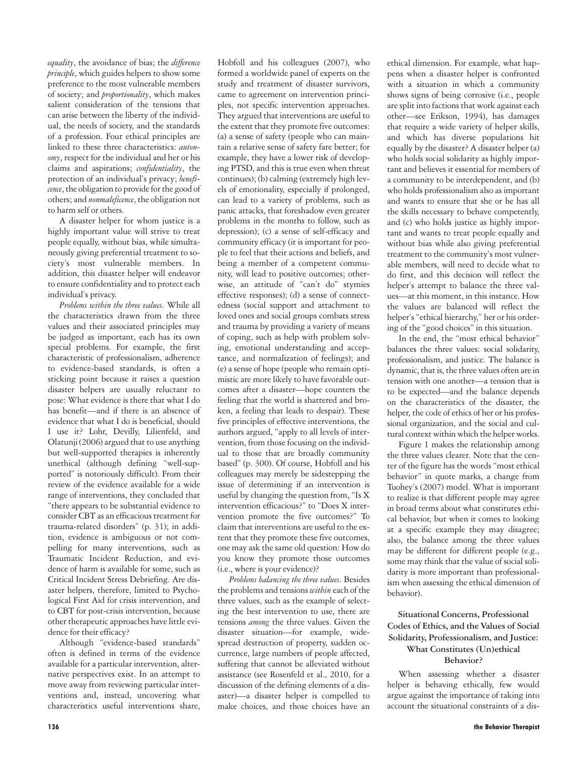*equality*, the avoidance of bias; the *difference principle*, which guides helpers to show some preference to the most vulnerable members of society; and *proportionality*, which makes salient consideration of the tensions that can arise between the liberty of the individual, the needs of society, and the standards of a profession. Four ethical principles are linked to these three characteristics: *autonomy*, respect for the individual and her or his claims and aspirations; *confidentiality*, the protection of an individual's privacy; *beneficence*, the obligation to provide for the good of others; and *nonmaleficence*, the obligation not to harm self or others.

A disaster helper for whom justice is a highly important value will strive to treat people equally, without bias, while simultaneously giving preferential treatment to society's most vulnerable members. In addition, this disaster helper will endeavor to ensure confidentiality and to protect each individual's privacy.

*Problems within the three values.* While all the characteristics drawn from the three values and their associated principles may be judged as important, each has its own special problems. For example, the first characteristic of professionalism, adherence to evidence-based standards, is often a sticking point because it raises a question disaster helpers are usually reluctant to pose: What evidence is there that what I do has benefit—and if there is an absence of evidence that what I do is beneficial, should I use it? Lohr, Devilly, Lilienfeld, and Olatunji (2006) argued that to use anything but well-supported therapies is inherently unethical (although defining "well-supported" is notoriously difficult). From their review of the evidence available for a wide range of interventions, they concluded that "there appears to be substantial evidence to consider CBT as an efficacious treatment for trauma-related disorders" (p. 31); in addition, evidence is ambiguous or not compelling for many interventions, such as Traumatic Incident Reduction, and evidence of harm is available for some, such as Critical Incident Stress Debriefing. Are disaster helpers, therefore, limited to Psychological First Aid for crisis intervention, and to CBT for post-crisis intervention, because other therapeutic approaches have little evidence for their efficacy?

Although "evidence-based standards" often is defined in terms of the evidence available for a particular intervention, alternative perspectives exist. In an attempt to move away from reviewing particular interventions and, instead, uncovering what characteristics useful interventions share, Hobfoll and his colleagues (2007), who formed a worldwide panel of experts on the study and treatment of disaster survivors, came to agreement on intervention principles, not specific intervention approaches. They argued that interventions are useful to the extent that they promote five outcomes: (a) a sense of safety (people who can maintain a relative sense of safety fare better; for example, they have a lower risk of developing PTSD, and this is true even when threat continues); (b) calming (extremely high levels of emotionality, especially if prolonged, can lead to a variety of problems, such as panic attacks, that foreshadow even greater problems in the months to follow, such as depression); (c) a sense of self-efficacy and community efficacy (it is important for people to feel that their actions and beliefs, and being a member of a competent community, will lead to positive outcomes; otherwise, an attitude of "can't do" stymies effective responses); (d) a sense of connectedness (social support and attachment to loved ones and social groups combats stress and trauma by providing a variety of means of coping, such as help with problem solving, emotional understanding and acceptance, and normalization of feelings); and (e) a sense of hope (people who remain optimistic are more likely to have favorable outcomes after a disaster—hope counters the feeling that the world is shattered and broken, a feeling that leads to despair). These five principles of effective interventions, the authors argued, "apply to all levels of intervention, from those focusing on the individual to those that are broadly community based" (p. 300). Of course, Hobfoll and his colleagues may merely be sidestepping the issue of determining if an intervention is useful by changing the question from, "Is X intervention efficacious?" to "Does X intervention promote the five outcomes?" To claim that interventions are useful to the extent that they promote these five outcomes, one may ask the same old question: How do you know they promote those outcomes (i.e., where is your evidence)?

*Problems balancing the three values*. Besides the problems and tensions *within* each of the three values, such as the example of selecting the best intervention to use, there are tensions *among* the three values. Given the disaster situation—for example, widespread destruction of property, sudden occurrence, large numbers of people affected, suffering that cannot be alleviated without assistance (see Rosenfeld et al., 2010, for a discussion of the defining elements of a disaster)—a disaster helper is compelled to make choices, and those choices have an ethical dimension. For example, what happens when a disaster helper is confronted with a situation in which a community shows signs of being corrosive (i.e., people are split into factions that work against each other—see Erikson, 1994), has damages that require a wide variety of helper skills, and which has diverse populations hit equally by the disaster? A disaster helper (a) who holds social solidarity as highly important and believes it essential for members of a community to be interdependent, and (b) who holds professionalism also as important and wants to ensure that she or he has all the skills necessary to behave competently, and (c) who holds justice as highly important and wants to treat people equally and without bias while also giving preferential treatment to the community's most vulnerable members, will need to decide what to do first, and this decision will reflect the helper's attempt to balance the three values—at this moment, in this instance. How the values are balanced will reflect the helper's "ethical hierarchy," her or his ordering of the "good choices" in this situation.

In the end, the "most ethical behavior" balances the three values: social solidarity, professionalism, and justice. The balance is dynamic, that is, the three values often are in tension with one another—a tension that is to be expected—and the balance depends on the characteristics of the disaster, the helper, the code of ethics of her or his professional organization, and the social and cultural context within which the helper works.

Figure 1 makes the relationship among the three values clearer. Note that the center of the figure has the words "most ethical behavior" in quote marks, a change from Tuohey's (2007) model. What is important to realize is that different people may agree in broad terms about what constitutes ethical behavior, but when it comes to looking at a specific example they may disagree; also, the balance among the three values may be different for different people (e.g., some may think that the value of social solidarity is more important than professionalism when assessing the ethical dimension of behavior).

### Situational Concerns, Professional Codes of Ethics, and the Values of Social Solidarity, Professionalism, and Justice: What Constitutes (Un)ethical Behavior?

When assessing whether a disaster helper is behaving ethically, few would argue against the importance of taking into account the situational constraints of a dis-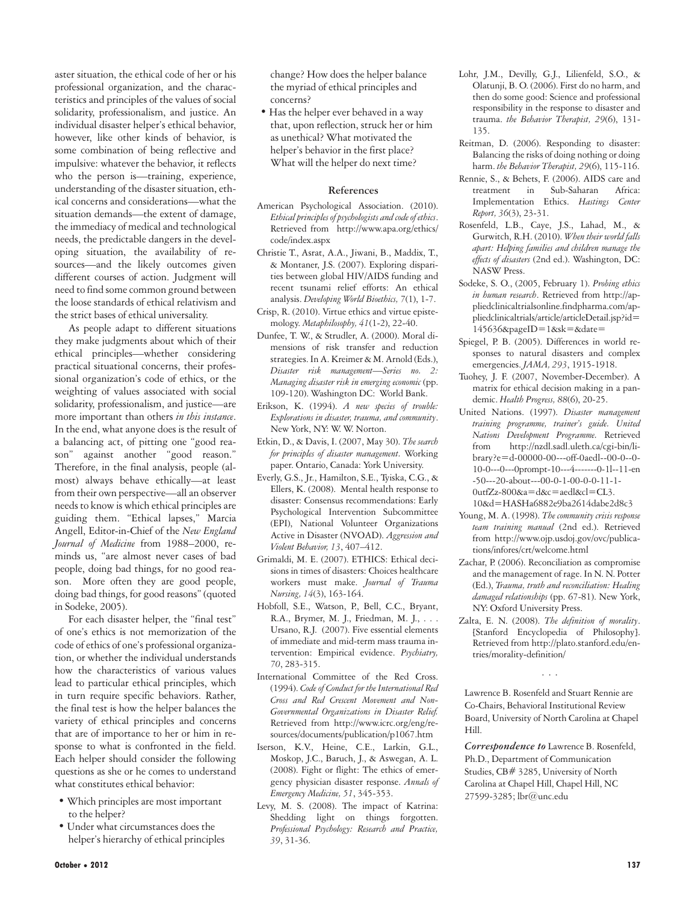aster situation, the ethical code of her or his professional organization, and the characteristics and principles of the values of social solidarity, professionalism, and justice. An individual disaster helper's ethical behavior, however, like other kinds of behavior, is some combination of being reflective and impulsive: whatever the behavior, it reflects who the person is—training, experience, understanding of the disaster situation, ethical concerns and considerations—what the situation demands—the extent of damage, the immediacy of medical and technological needs, the predictable dangers in the developing situation, the availability of resources—and the likely outcomes given different courses of action. Judgment will need to find some common ground between the loose standards of ethical relativism and the strict bases of ethical universality.

As people adapt to different situations they make judgments about which of their ethical principles—whether considering practical situational concerns, their professional organization's code of ethics, or the weighting of values associated with social solidarity, professionalism, and justice—are more important than others *in this instance*. In the end, what anyone does is the result of a balancing act, of pitting one "good reason" against another "good reason." Therefore, in the final analysis, people (almost) always behave ethically—at least from their own perspective—all an observer needs to know is which ethical principles are guiding them. "Ethical lapses," Marcia Angell, Editor-in-Chief of the *New England Journal of Medicine* from 1988–2000, reminds us, "are almost never cases of bad people, doing bad things, for no good reason. More often they are good people, doing bad things, for good reasons" (quoted in Sodeke, 2005).

For each disaster helper, the "final test" of one's ethics is not memorization of the code of ethics of one's professional organization, or whether the individual understands how the characteristics of various values lead to particular ethical principles, which in turn require specific behaviors. Rather, the final test is how the helper balances the variety of ethical principles and concerns that are of importance to her or him in response to what is confronted in the field. Each helper should consider the following questions as she or he comes to understand what constitutes ethical behavior:

- Which principles are most important to the helper?
- Under what circumstances does the helper's hierarchy of ethical principles change? How does the helper balance the myriad of ethical principles and concerns?
- Has the helper ever behaved in a way that, upon reflection, struck her or him as unethical? What motivated the helper's behavior in the first place? What will the helper do next time?

## References

American Psychological Association. (2010). *Ethical principles of psychologists and code of ethics*. Retrieved from http://www.apa.org/ethics/code/index.aspx

Christie T., Asrat, A.A., Jiwani, B., Maddix, T., & Montaner, J.S. (2007). Exploring disparities between global HIV/AIDS funding and recent tsunami relief efforts: An ethical analysis. *Developing World Bioethics, 7*(1), 1-7.

Crisp, R. (2010). Virtue ethics and virtue epistemology. *Metaphilosophy, 41*(1-2), 22-40.

Dunfee, T. W., & Strudler, A. (2000). Moral dimensions of risk transfer and reduction strategies. In A. Kreimer & M. Arnold (Eds.), *Disaster risk management—Series no. 2: Managing disaster risk in emerging economic* (pp. 109-120). Washington DC: World Bank.

Erikson, K. (1994). *A new species of trouble: Explorations in disaster, trauma, and community*. New York, NY: W. W. Norton.

Etkin, D., & Davis, I. (2007, May 30). *The search for principles of disaster management*. Working paper. Ontario, Canada: York University.

Everly, G.S., Jr., Hamilton, S.E., Tyiska, C.G., & Ellers, K. (2008). Mental health response to disaster: Consensus recommendations: Early Psychological Intervention Subcommittee (EPI), National Volunteer Organizations Active in Disaster (NVOAD). *Aggression and Violent Behavior, 13*, 407–412.

Grimaldi, M. E. (2007). ETHICS: Ethical decisions in times of disasters: Choices healthcare workers must make. *Journal of Trauma Nursing, 14*(3), 163-164.

Hobfoll, S.E., Watson, P., Bell, C.C., Bryant, R.A., Brymer, M. J., Friedman, M. J., . . . Ursano, R.J. (2007). Five essential elements of immediate and mid-term mass trauma intervention: Empirical evidence. *Psychiatry, 70*, 283-315.

International Committee of the Red Cross. (1994). *Code of Conduct for the International Red Cross and Red Crescent Movement and Non-Governmental Organizations in Disaster Relief.* Retrieved from http://www.icrc.org/eng/resources/documents/publication/p1067.htm

Iserson, K.V., Heine, C.E., Larkin, G.L., Moskop, J.C., Baruch, J., & Aswegan, A. L. (2008). Fight or flight: The ethics of emergency physician disaster response. *Annals of Emergency Medicine, 51*, 345-353.

Levy, M. S. (2008). The impact of Katrina: Shedding light on things forgotten. *Professional Psychology: Research and Practice, 39*, 31-36.

Lohr, J.M., Devilly, G.J., Lilienfeld, S.O., & Olatunji, B. O. (2006). First do no harm, and then do some good: Science and professional responsibility in the response to disaster and trauma. *the Behavior Therapist, 29*(6), 131-135.

Reitman, D. (2006). Responding to disaster: Balancing the risks of doing nothing or doing harm. *the Behavior Therapist, 29*(6), 115-116.

Rennie, S., & Behets, F. (2006). AIDS care and treatment in Sub-Saharan Africa: Implementation Ethics. *Hastings Center Report, 36*(3), 23-31.

Rosenfeld, L.B., Caye, J.S., Lahad, M., & Gurwitch, R.H. (2010). *When their world falls apart: Helping families and children manage the effects of disasters* (2nd ed.). Washington, DC: NASW Press.

Sodeke, S. O., (2005, February 1). *Probing ethics in human research*. Retrieved from http://appliedclinicaltrialsonline.findpharma.com/appliedclinicaltrials/article/articleDetail.jsp?id=145636&pageID=1&sk=&date=

Spiegel, P. B. (2005). Differences in world responses to natural disasters and complex emergencies. *JAMA, 293*, 1915-1918.

Tuohey, J. F. (2007, November-December). A matrix for ethical decision making in a pandemic. *Health Progress, 88*(6), 20-25.

United Nations. (1997). *Disaster management training programme, trainer's guide. United Nations Development Programme*. Retrieved from http://nzdl.sadl.uleth.ca/cgi-bin/library?e=d-00000-00---off-0aedl--00-0--0-10-0---0---0prompt-10---4-------0-1l--11-en-50---20-about---00-0-1-00-0-0-11-1-0utfZz-800&a=d&c=aedl&cl=CL3.10&d=HASHa6882e9ba2614dabe2d8c3

Young, M. A. (1998). *The community crisis response team training manual* (2nd ed.). Retrieved from http://www.ojp.usdoj.gov/ovc/publications/infores/crt/welcome.html

Zachar, P. (2006). Reconciliation as compromise and the management of rage. In N. N. Potter (Ed.), *Trauma, truth and reconciliation: Healing damaged relationships* (pp. 67-81). New York, NY: Oxford University Press.

Zalta, E. N. (2008). *The definition of morality*. [Stanford Encyclopedia of Philosophy]. Retrieved from http://plato.stanford.edu/entries/morality-definition/

. . .

Lawrence B. Rosenfeld and Stuart Rennie are Co-Chairs, Behavioral Institutional Review Board, University of North Carolina at Chapel Hill.

***Correspondence to*** Lawrence B. Rosenfeld, Ph.D., Department of Communication Studies, CB# 3285, University of North Carolina at Chapel Hill, Chapel Hill, NC 27599-3285; lbr@unc.edu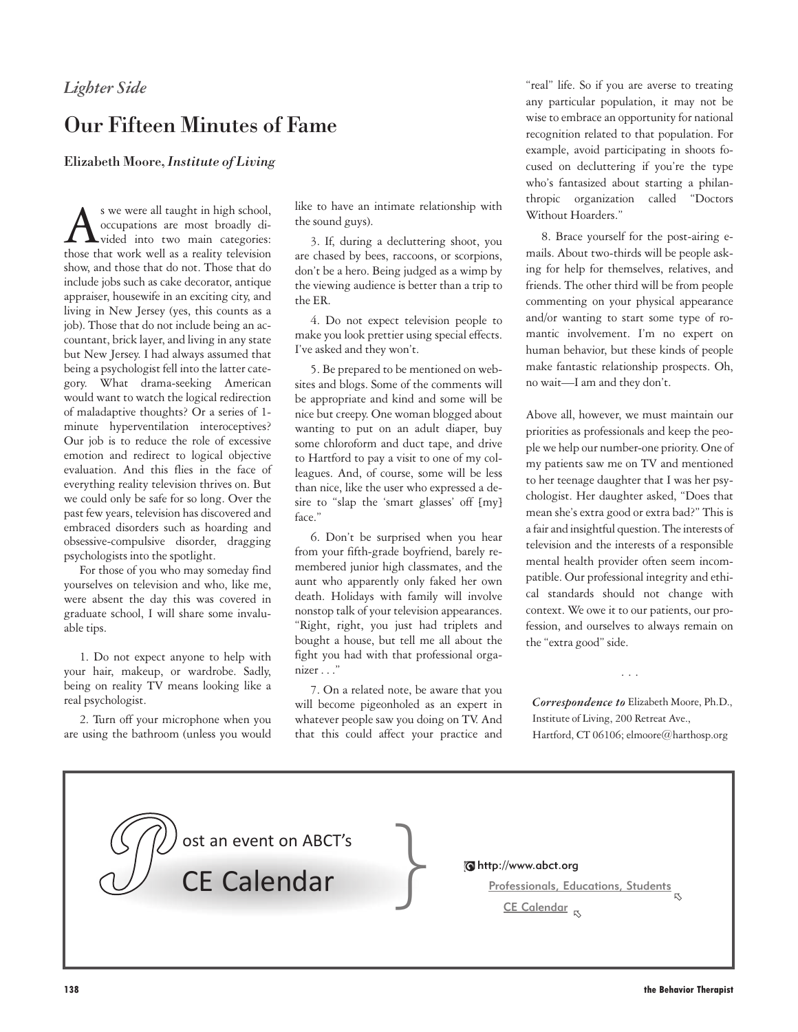*Lighter Side*

# Our Fifteen Minutes of Fame

**Elizabeth Moore,** ***Institute of Living***

As we were all taught in high school, occupations are most broadly divided into two main categories: those that work well as a reality television show, and those that do not. Those that do include jobs such as cake decorator, antique appraiser, housewife in an exciting city, and living in New Jersey (yes, this counts as a job). Those that do not include being an accountant, brick layer, and living in any state but New Jersey. I had always assumed that being a psychologist fell into the latter category. What drama-seeking American would want to watch the logical redirection of maladaptive thoughts? Or a series of 1-minute hyperventilation interoceptives? Our job is to reduce the role of excessive emotion and redirect to logical objective evaluation. And this flies in the face of everything reality television thrives on. But we could only be safe for so long. Over the past few years, television has discovered and embraced disorders such as hoarding and obsessive-compulsive disorder, dragging psychologists into the spotlight.

For those of you who may someday find yourselves on television and who, like me, were absent the day this was covered in graduate school, I will share some invaluable tips.

1. Do not expect anyone to help with your hair, makeup, or wardrobe. Sadly, being on reality TV means looking like a real psychologist.

2. Turn off your microphone when you are using the bathroom (unless you would like to have an intimate relationship with the sound guys).

3. If, during a decluttering shoot, you are chased by bees, raccoons, or scorpions, don't be a hero. Being judged as a wimp by the viewing audience is better than a trip to the ER.

4. Do not expect television people to make you look prettier using special effects. I've asked and they won't.

5. Be prepared to be mentioned on websites and blogs. Some of the comments will be appropriate and kind and some will be nice but creepy. One woman blogged about wanting to put on an adult diaper, buy some chloroform and duct tape, and drive to Hartford to pay a visit to one of my colleagues. And, of course, some will be less than nice, like the user who expressed a desire to "slap the 'smart glasses' off [my] face."

6. Don't be surprised when you hear from your fifth-grade boyfriend, barely remembered junior high classmates, and the aunt who apparently only faked her own death. Holidays with family will involve nonstop talk of your television appearances. "Right, right, you just had triplets and bought a house, but tell me all about the fight you had with that professional organizer . . ."

7. On a related note, be aware that you will become pigeonholed as an expert in whatever people saw you doing on TV. And that this could affect your practice and "real" life. So if you are averse to treating any particular population, it may not be wise to embrace an opportunity for national recognition related to that population. For example, avoid participating in shoots focused on decluttering if you're the type who's fantasized about starting a philanthropic organization called "Doctors Without Hoarders."

8. Brace yourself for the post-airing e-mails. About two-thirds will be people asking for help for themselves, relatives, and friends. The other third will be from people commenting on your physical appearance and/or wanting to start some type of romantic involvement. I'm no expert on human behavior, but these kinds of people make fantastic relationship prospects. Oh, no wait—I am and they don't.

Above all, however, we must maintain our priorities as professionals and keep the people we help our number-one priority. One of my patients saw me on TV and mentioned to her teenage daughter that I was her psychologist. Her daughter asked, "Does that mean she's extra good or extra bad?" This is a fair and insightful question. The interests of television and the interests of a responsible mental health provider often seem incompatible. Our professional integrity and ethical standards should not change with context. We owe it to our patients, our profession, and ourselves to always remain on the "extra good" side.

. . .

***Correspondence to*** Elizabeth Moore, Ph.D., Institute of Living, 200 Retreat Ave., Hartford, CT 06106; elmoore@harthosp.org

---

Post an event on ABCT's **CE Calendar**

http://www.abct.org

Professionals, Educations, Students

CE Calendar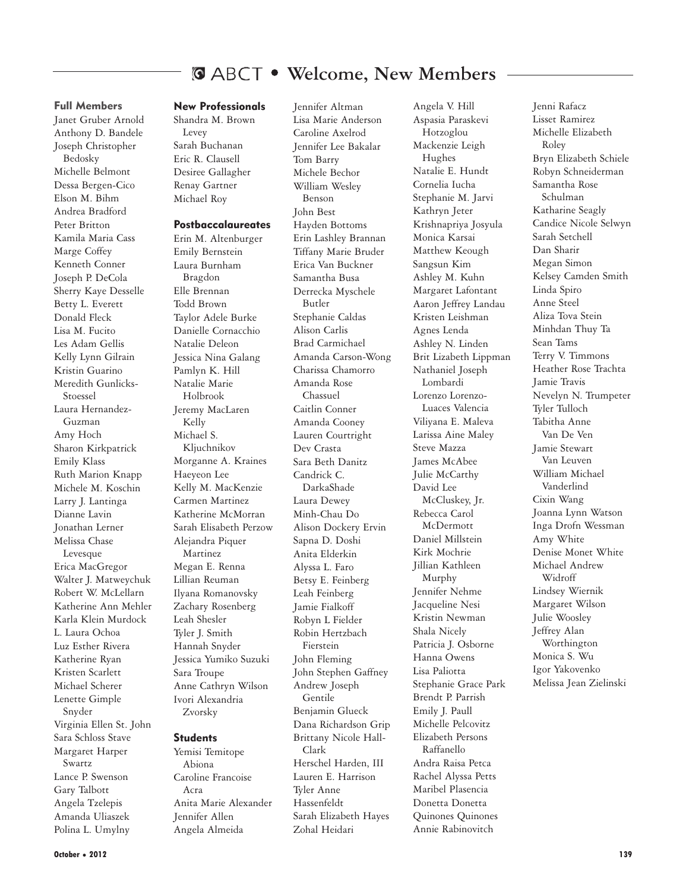# ABCT • Welcome, New Members

### Full Members

Janet Gruber Arnold
Anthony D. Bandele
Joseph Christopher Bedosky
Michelle Belmont
Dessa Bergen-Cico
Elson M. Bihm
Andrea Bradford
Peter Britton
Kamila Maria Cass
Marge Coffey
Kenneth Conner
Joseph P. DeCola
Sherry Kaye Desselle
Betty L. Everett
Donald Fleck
Lisa M. Fucito
Les Adam Gellis
Kelly Lynn Gilrain
Kristin Guarino
Meredith Gunlicks-Stoessel
Laura Hernandez-Guzman
Amy Hoch
Sharon Kirkpatrick
Emily Klass
Ruth Marion Knapp
Michele M. Koschin
Larry J. Lantinga
Dianne Lavin
Jonathan Lerner
Melissa Chase Levesque
Erica MacGregor
Walter J. Matweychuk
Robert W. McLellarn
Katherine Ann Mehler
Karla Klein Murdock
L. Laura Ochoa
Luz Esther Rivera
Katherine Ryan
Kristen Scarlett
Michael Scherer
Lenette Gimple Snyder
Virginia Ellen St. John
Sara Schloss Stave
Margaret Harper Swartz
Lance P. Swenson
Gary Talbott
Angela Tzelepis
Amanda Uliaszek
Polina L. Umylny

### New Professionals

Shandra M. Brown Levey
Sarah Buchanan
Eric R. Clausell
Desiree Gallagher
Renay Gartner
Michael Roy

### Postbaccalaureates

Erin M. Altenburger
Emily Bernstein
Laura Burnham Bragdon
Elle Brennan
Todd Brown
Taylor Adele Burke
Danielle Cornacchio
Natalie Deleon
Jessica Nina Galang
Pamlyn K. Hill
Natalie Marie Holbrook
Jeremy MacLaren Kelly
Michael S. Kljuchnikov
Morganne A. Kraines
Haeyeon Lee
Kelly M. MacKenzie
Carmen Martinez
Katherine McMorran
Sarah Elisabeth Perzow
Alejandra Piquer Martinez
Megan E. Renna
Lillian Reuman
Ilyana Romanovsky
Zachary Rosenberg
Leah Shesler
Tyler J. Smith
Hannah Snyder
Jessica Yumiko Suzuki
Sara Troupe
Anne Cathryn Wilson
Ivori Alexandria Zvorsky

### Students

Yemisi Temitope Abiona
Caroline Francoise Acra
Anita Marie Alexander
Jennifer Allen
Angela Almeida
Jennifer Altman
Lisa Marie Anderson
Caroline Axelrod
Jennifer Lee Bakalar
Tom Barry
Michele Bechor
William Wesley Benson
John Best
Hayden Bottoms
Erin Lashley Brannan
Tiffany Marie Bruder
Erica Van Buckner
Samantha Busa
Derrecka Myschele Butler
Stephanie Caldas
Alison Carlis
Brad Carmichael
Amanda Carson-Wong
Charissa Chamorro
Amanda Rose Chassuel
Caitlin Conner
Amanda Cooney
Lauren Courtright
Dev Crasta
Sara Beth Danitz
Candrick C. DarkaShade
Laura Dewey
Minh-Chau Do
Alison Dockery Ervin
Sapna D. Doshi
Anita Elderkin
Alyssa L. Faro
Betsy E. Feinberg
Leah Feinberg
Jamie Fialkoff
Robyn L Fielder
Robin Hertzbach Fierstein
John Fleming
John Stephen Gaffney
Andrew Joseph Gentile
Benjamin Glueck
Dana Richardson Grip
Brittany Nicole Hall-Clark
Herschel Harden, III
Lauren E. Harrison
Tyler Anne Hassenfeldt
Sarah Elizabeth Hayes
Zohal Heidari
Angela V. Hill
Aspasia Paraskevi Hotzoglou
Mackenzie Leigh Hughes
Natalie E. Hundt
Cornelia Iucha
Stephanie M. Jarvi
Kathryn Jeter
Krishnapriya Josyula
Monica Karsai
Matthew Keough
Sangsun Kim
Ashley M. Kuhn
Margaret Lafontant
Aaron Jeffrey Landau
Kristen Leishman
Agnes Lenda
Ashley N. Linden
Brit Lizabeth Lippman
Nathaniel Joseph Lombardi
Lorenzo Lorenzo-Luaces Valencia
Viliyana E. Maleva
Larissa Aine Maley
Steve Mazza
James McAbee
Julie McCarthy
David Lee McCluskey, Jr.
Rebecca Carol McDermott
Daniel Millstein
Kirk Mochrie
Jillian Kathleen Murphy
Jennifer Nehme
Jacqueline Nesi
Kristin Newman
Shala Nicely
Patricia J. Osborne
Hanna Owens
Lisa Paliotta
Stephanie Grace Park
Brendt P. Parrish
Emily J. Paull
Michelle Pelcovitz
Elizabeth Persons Raffanello
Andra Raisa Petca
Rachel Alyssa Petts
Maribel Plasencia
Donetta Donetta
Quinones Quinones
Annie Rabinovitch
Jenni Rafacz
Lisset Ramirez
Michelle Elizabeth Roley
Bryn Elizabeth Schiele
Robyn Schneiderman
Samantha Rose Schulman
Katharine Seagly
Candice Nicole Selwyn
Sarah Setchell
Dan Sharir
Megan Simon
Kelsey Camden Smith
Linda Spiro
Anne Steel
Aliza Tova Stein
Minhdan Thuy Ta
Sean Tams
Terry V. Timmons
Heather Rose Trachta
Jamie Travis
Nevelyn N. Trumpeter
Tyler Tulloch
Tabitha Anne Van De Ven
Jamie Stewart Van Leuven
William Michael Vanderlind
Cixin Wang
Joanna Lynn Watson
Inga Drofn Wessman
Amy White
Denise Monet White
Michael Andrew Widroff
Lindsey Wiernik
Margaret Wilson
Julie Woosley
Jeffrey Alan Worthington
Monica S. Wu
Igor Yakovenko
Melissa Jean Zielinski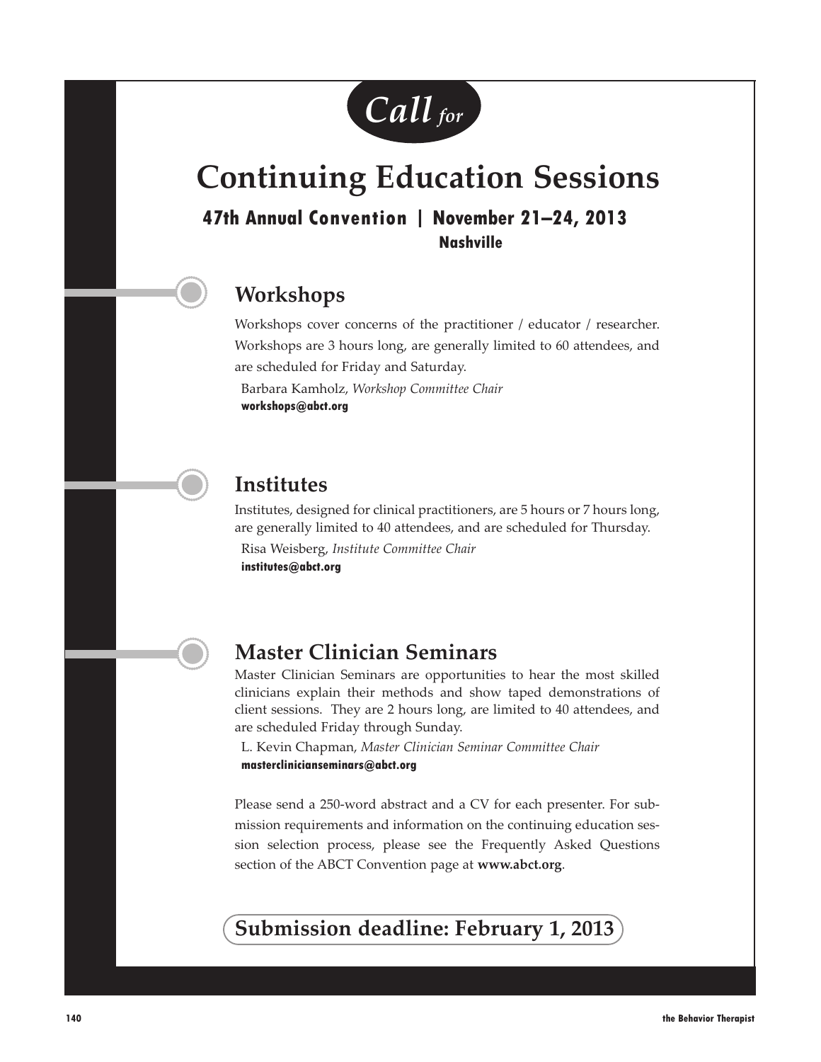*Call for*

# Continuing Education Sessions

**47th Annual Convention | November 21–24, 2013**
**Nashville**

## Workshops

Workshops cover concerns of the practitioner / educator / researcher. Workshops are 3 hours long, are generally limited to 60 attendees, and are scheduled for Friday and Saturday.

Barbara Kamholz, *Workshop Committee Chair*
**workshops@abct.org**

## Institutes

Institutes, designed for clinical practitioners, are 5 hours or 7 hours long, are generally limited to 40 attendees, and are scheduled for Thursday.

Risa Weisberg, *Institute Committee Chair*
**institutes@abct.org**

## Master Clinician Seminars

Master Clinician Seminars are opportunities to hear the most skilled clinicians explain their methods and show taped demonstrations of client sessions. They are 2 hours long, are limited to 40 attendees, and are scheduled Friday through Sunday.

L. Kevin Chapman, *Master Clinician Seminar Committee Chair*
**mastercliniciansem­inars@abct.org**

Please send a 250-word abstract and a CV for each presenter. For submission requirements and information on the continuing education session selection process, please see the Frequently Asked Questions section of the ABCT Convention page at **www.abct.org**.

**Submission deadline: February 1, 2013**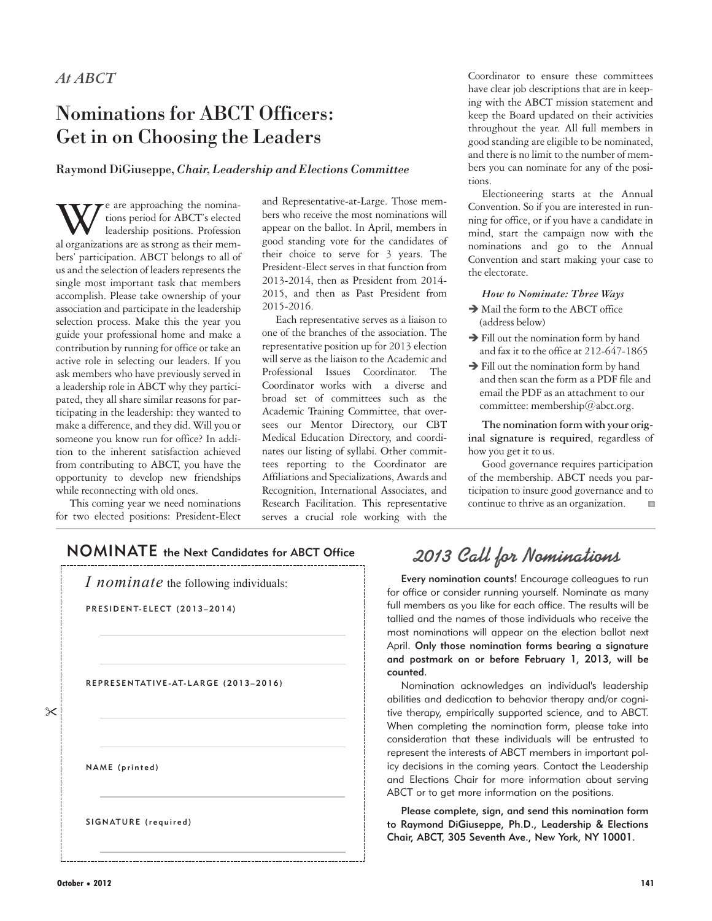*At ABCT*

# Nominations for ABCT Officers: Get in on Choosing the Leaders

**Raymond DiGiuseppe,** ***Chair, Leadership and Elections Committee***

We are approaching the nominations period for ABCT's elected leadership positions. Professional organizations are as strong as their members' participation. ABCT belongs to all of us and the selection of leaders represents the single most important task that members accomplish. Please take ownership of your association and participate in the leadership selection process. Make this the year you guide your professional home and make a contribution by running for office or take an active role in selecting our leaders. If you ask members who have previously served in a leadership role in ABCT why they participated, they all share similar reasons for participating in the leadership: they wanted to make a difference, and they did. Will you or someone you know run for office? In addition to the inherent satisfaction achieved from contributing to ABCT, you have the opportunity to develop new friendships while reconnecting with old ones.

This coming year we need nominations for two elected positions: President-Elect and Representative-at-Large. Those members who receive the most nominations will appear on the ballot. In April, members in good standing vote for the candidates of their choice to serve for 3 years. The President-Elect serves in that function from 2013-2014, then as President from 2014-2015, and then as Past President from 2015-2016.

Each representative serves as a liaison to one of the branches of the association. The representative position up for 2013 election will serve as the liaison to the Academic and Professional Issues Coordinator. The Coordinator works with a diverse and broad set of committees such as the Academic Training Committee, that oversees our Mentor Directory, our CBT Medical Education Directory, and coordinates our listing of syllabi. Other committees reporting to the Coordinator are Affiliations and Specializations, Awards and Recognition, International Associates, and Research Facilitation. This representative serves a crucial role working with the Coordinator to ensure these committees have clear job descriptions that are in keeping with the ABCT mission statement and keep the Board updated on their activities throughout the year. All full members in good standing are eligible to be nominated, and there is no limit to the number of members you can nominate for any of the positions.

Electioneering starts at the Annual Convention. So if you are interested in running for office, or if you have a candidate in mind, start the campaign now with the nominations and go to the Annual Convention and start making your case to the electorate.

***How to Nominate: Three Ways***

- ➔ Mail the form to the ABCT office (address below)
- ➔ Fill out the nomination form by hand and fax it to the office at 212-647-1865
- ➔ Fill out the nomination form by hand and then scan the form as a PDF file and email the PDF as an attachment to our committee: membership@abct.org.

**The nomination form with your original signature is required**, regardless of how you get it to us.

Good governance requires participation of the membership. ABCT needs you participation to insure good governance and to continue to thrive as an organization.

---

## NOMINATE the Next Candidates for ABCT Office

*I nominate* the following individuals:

PRESIDENT-ELECT (2013–2014)

\_\_\_\_\_\_\_\_\_\_\_\_\_\_\_\_\_\_\_\_\_\_\_\_\_\_\_\_\_\_

\_\_\_\_\_\_\_\_\_\_\_\_\_\_\_\_\_\_\_\_\_\_\_\_\_\_\_\_\_\_

REPRESENTATIVE-AT-LARGE (2013–2016)

\_\_\_\_\_\_\_\_\_\_\_\_\_\_\_\_\_\_\_\_\_\_\_\_\_\_\_\_\_\_

\_\_\_\_\_\_\_\_\_\_\_\_\_\_\_\_\_\_\_\_\_\_\_\_\_\_\_\_\_\_

NAME (printed)

\_\_\_\_\_\_\_\_\_\_\_\_\_\_\_\_\_\_\_\_\_\_\_\_\_\_\_\_\_\_

SIGNATURE (required)

\_\_\_\_\_\_\_\_\_\_\_\_\_\_\_\_\_\_\_\_\_\_\_\_\_\_\_\_\_\_

## 2013 Call for Nominations

**Every nomination counts!** Encourage colleagues to run for office or consider running yourself. Nominate as many full members as you like for each office. The results will be tallied and the names of those individuals who receive the most nominations will appear on the election ballot next April. **Only those nomination forms bearing a signature and postmark on or before February 1, 2013, will be counted.**

Nomination acknowledges an individual's leadership abilities and dedication to behavior therapy and/or cognitive therapy, empirically supported science, and to ABCT. When completing the nomination form, please take into consideration that these individuals will be entrusted to represent the interests of ABCT members in important policy decisions in the coming years. Contact the Leadership and Elections Chair for more information about serving ABCT or to get more information on the positions.

**Please complete, sign, and send this nomination form to Raymond DiGiuseppe, Ph.D., Leadership & Elections Chair, ABCT, 305 Seventh Ave., New York, NY 10001.**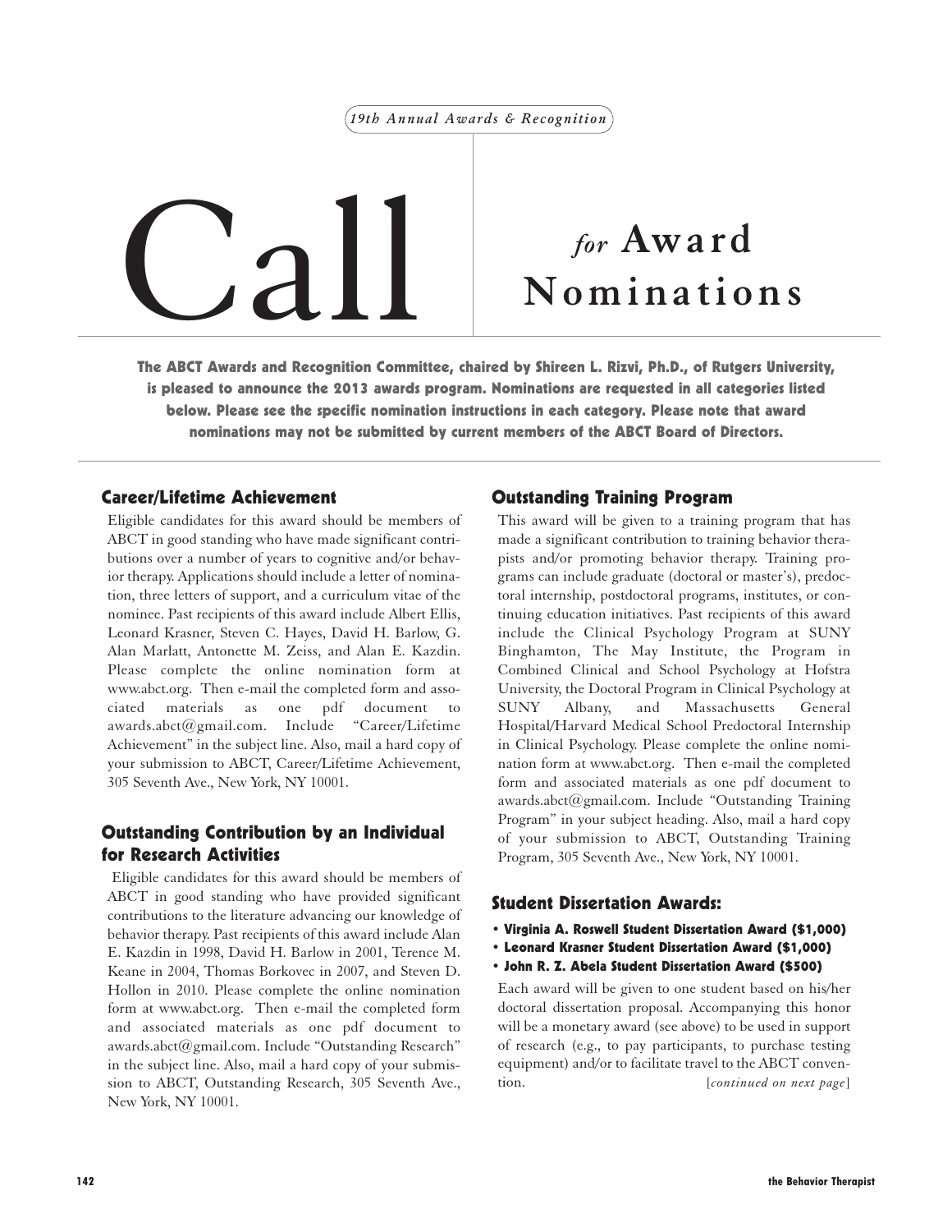*19th Annual Awards & Recognition*

# Call *for* Award Nominations

**The ABCT Awards and Recognition Committee, chaired by Shireen L. Rizvi, Ph.D., of Rutgers University, is pleased to announce the 2013 awards program. Nominations are requested in all categories listed below. Please see the specific nomination instructions in each category. Please note that award nominations may not be submitted by current members of the ABCT Board of Directors.**

## Career/Lifetime Achievement

Eligible candidates for this award should be members of ABCT in good standing who have made significant contributions over a number of years to cognitive and/or behavior therapy. Applications should include a letter of nomination, three letters of support, and a curriculum vitae of the nominee. Past recipients of this award include Albert Ellis, Leonard Krasner, Steven C. Hayes, David H. Barlow, G. Alan Marlatt, Antonette M. Zeiss, and Alan E. Kazdin. Please complete the online nomination form at www.abct.org. Then e-mail the completed form and associated materials as one pdf document to awards.abct@gmail.com. Include "Career/Lifetime Achievement" in the subject line. Also, mail a hard copy of your submission to ABCT, Career/Lifetime Achievement, 305 Seventh Ave., New York, NY 10001.

## Outstanding Contribution by an Individual for Research Activities

Eligible candidates for this award should be members of ABCT in good standing who have provided significant contributions to the literature advancing our knowledge of behavior therapy. Past recipients of this award include Alan E. Kazdin in 1998, David H. Barlow in 2001, Terence M. Keane in 2004, Thomas Borkovec in 2007, and Steven D. Hollon in 2010. Please complete the online nomination form at www.abct.org. Then e-mail the completed form and associated materials as one pdf document to awards.abct@gmail.com. Include "Outstanding Research" in the subject line. Also, mail a hard copy of your submission to ABCT, Outstanding Research, 305 Seventh Ave., New York, NY 10001.

## Outstanding Training Program

This award will be given to a training program that has made a significant contribution to training behavior therapists and/or promoting behavior therapy. Training programs can include graduate (doctoral or master's), predoctoral internship, postdoctoral programs, institutes, or continuing education initiatives. Past recipients of this award include the Clinical Psychology Program at SUNY Binghamton, The May Institute, the Program in Combined Clinical and School Psychology at Hofstra University, the Doctoral Program in Clinical Psychology at SUNY Albany, and Massachusetts General Hospital/Harvard Medical School Predoctoral Internship in Clinical Psychology. Please complete the online nomination form at www.abct.org. Then e-mail the completed form and associated materials as one pdf document to awards.abct@gmail.com. Include "Outstanding Training Program" in your subject heading. Also, mail a hard copy of your submission to ABCT, Outstanding Training Program, 305 Seventh Ave., New York, NY 10001.

## Student Dissertation Awards:

- **Virginia A. Roswell Student Dissertation Award ($1,000)**
- **Leonard Krasner Student Dissertation Award ($1,000)**
- **John R. Z. Abela Student Dissertation Award ($500)**

Each award will be given to one student based on his/her doctoral dissertation proposal. Accompanying this honor will be a monetary award (see above) to be used in support of research (e.g., to pay participants, to purchase testing equipment) and/or to facilitate travel to the ABCT convention. [*continued on next page*]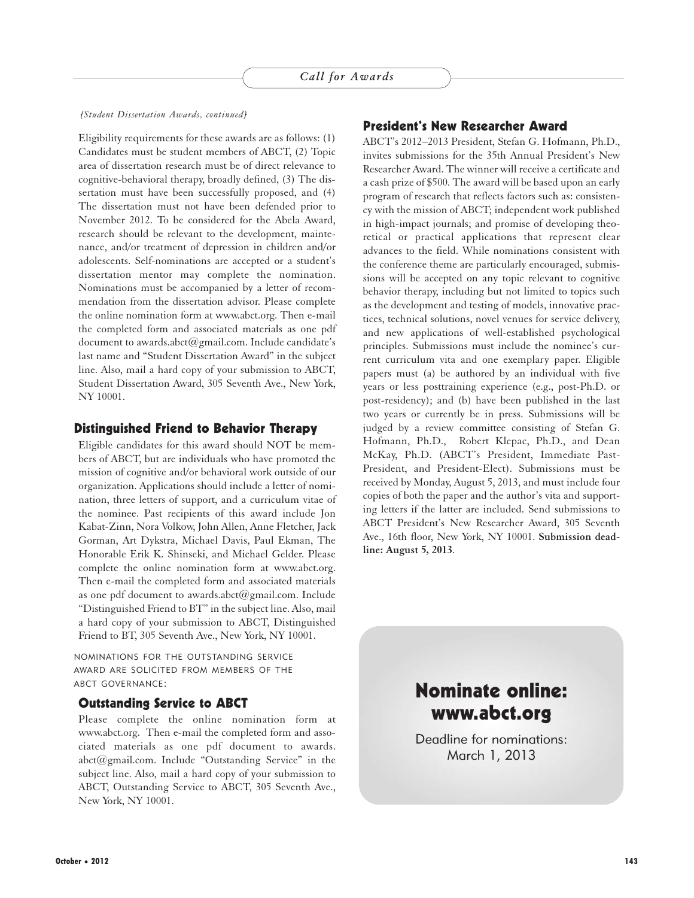*{Student Dissertation Awards, continued}*

Eligibility requirements for these awards are as follows: (1) Candidates must be student members of ABCT, (2) Topic area of dissertation research must be of direct relevance to cognitive-behavioral therapy, broadly defined, (3) The dissertation must have been successfully proposed, and (4) The dissertation must not have been defended prior to November 2012. To be considered for the Abela Award, research should be relevant to the development, maintenance, and/or treatment of depression in children and/or adolescents. Self-nominations are accepted or a student's dissertation mentor may complete the nomination. Nominations must be accompanied by a letter of recommendation from the dissertation advisor. Please complete the online nomination form at www.abct.org. Then e-mail the completed form and associated materials as one pdf document to awards.abct@gmail.com. Include candidate's last name and "Student Dissertation Award" in the subject line. Also, mail a hard copy of your submission to ABCT, Student Dissertation Award, 305 Seventh Ave., New York, NY 10001.

## Distinguished Friend to Behavior Therapy

Eligible candidates for this award should NOT be members of ABCT, but are individuals who have promoted the mission of cognitive and/or behavioral work outside of our organization. Applications should include a letter of nomination, three letters of support, and a curriculum vitae of the nominee. Past recipients of this award include Jon Kabat-Zinn, Nora Volkow, John Allen, Anne Fletcher, Jack Gorman, Art Dykstra, Michael Davis, Paul Ekman, The Honorable Erik K. Shinseki, and Michael Gelder. Please complete the online nomination form at www.abct.org. Then e-mail the completed form and associated materials as one pdf document to awards.abct@gmail.com. Include "Distinguished Friend to BT" in the subject line. Also, mail a hard copy of your submission to ABCT, Distinguished Friend to BT, 305 Seventh Ave., New York, NY 10001.

NOMINATIONS FOR THE OUTSTANDING SERVICE AWARD ARE SOLICITED FROM MEMBERS OF THE ABCT GOVERNANCE:

## Outstanding Service to ABCT

Please complete the online nomination form at www.abct.org. Then e-mail the completed form and associated materials as one pdf document to awards.abct@gmail.com. Include "Outstanding Service" in the subject line. Also, mail a hard copy of your submission to ABCT, Outstanding Service to ABCT, 305 Seventh Ave., New York, NY 10001.

## President's New Researcher Award

ABCT's 2012–2013 President, Stefan G. Hofmann, Ph.D., invites submissions for the 35th Annual President's New Researcher Award. The winner will receive a certificate and a cash prize of $500. The award will be based upon an early program of research that reflects factors such as: consistency with the mission of ABCT; independent work published in high-impact journals; and promise of developing theoretical or practical applications that represent clear advances to the field. While nominations consistent with the conference theme are particularly encouraged, submissions will be accepted on any topic relevant to cognitive behavior therapy, including but not limited to topics such as the development and testing of models, innovative practices, technical solutions, novel venues for service delivery, and new applications of well-established psychological principles. Submissions must include the nominee's current curriculum vita and one exemplary paper. Eligible papers must (a) be authored by an individual with five years or less posttraining experience (e.g., post-Ph.D. or post-residency); and (b) have been published in the last two years or currently be in press. Submissions will be judged by a review committee consisting of Stefan G. Hofmann, Ph.D., Robert Klepac, Ph.D., and Dean McKay, Ph.D. (ABCT's President, Immediate Past-President, and President-Elect). Submissions must be received by Monday, August 5, 2013, and must include four copies of both the paper and the author's vita and supporting letters if the latter are included. Send submissions to ABCT President's New Researcher Award, 305 Seventh Ave., 16th floor, New York, NY 10001. **Submission deadline: August 5, 2013**.

**Nominate online: www.abct.org**

Deadline for nominations: March 1, 2013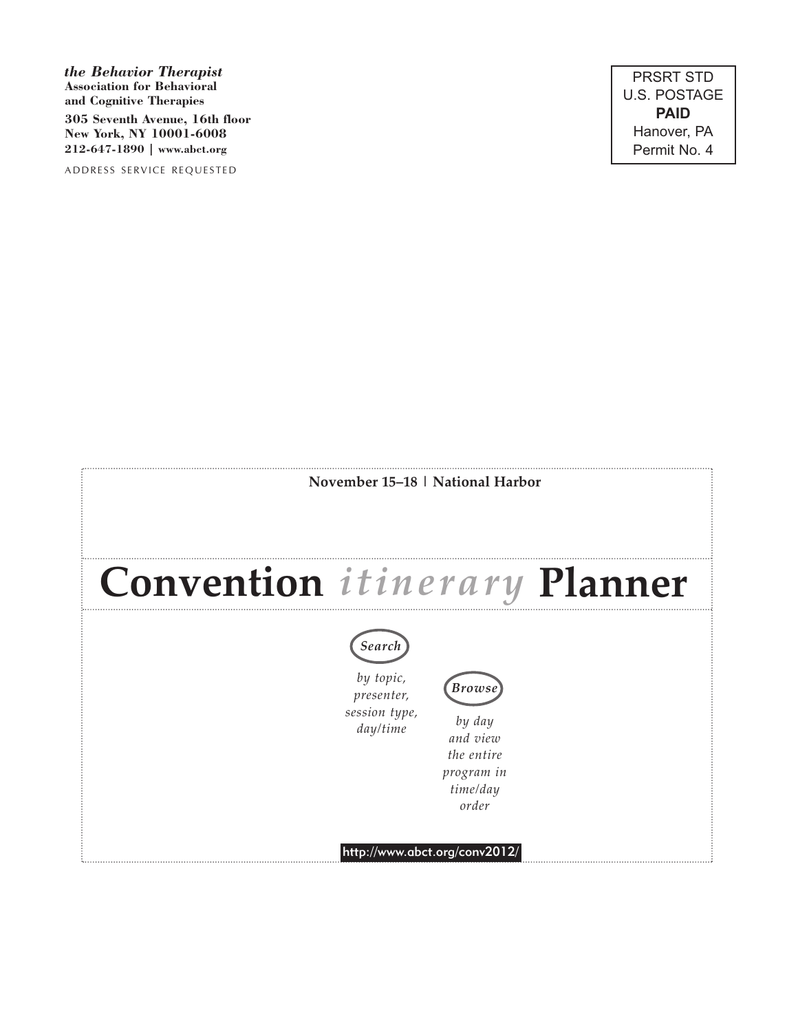*the Behavior Therapist*
**Association for Behavioral and Cognitive Therapies**
**305 Seventh Avenue, 16th floor**
**New York, NY 10001-6008**
**212-647-1890 | www.abct.org**

ADDRESS SERVICE REQUESTED

PRSRT STD
U.S. POSTAGE
**PAID**
Hanover, PA
Permit No. 4

**November 15–18 | National Harbor**

# Convention *itinerary* Planner

***Search***

*by topic, presenter, session type, day/time*

***Browse***

*by day and view the entire program in time/day order*

http://www.abct.org/conv2012/